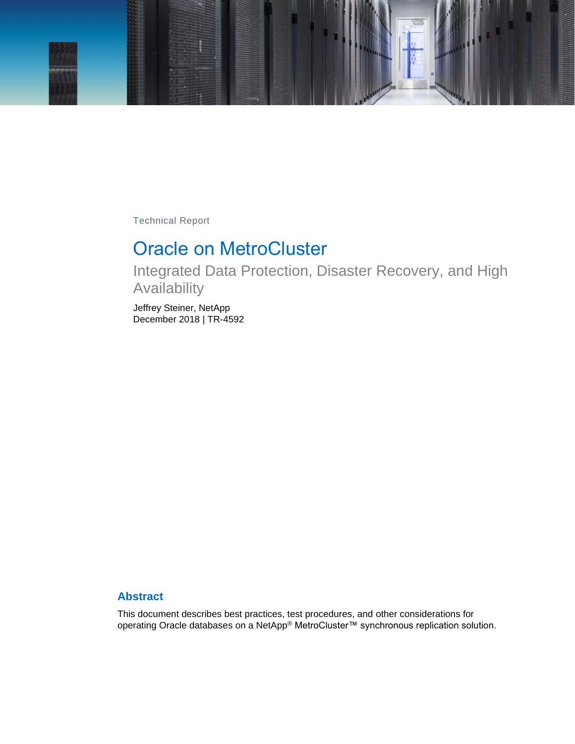Technical Report

# Oracle on MetroCluster

## Integrated Data Protection, Disaster Recovery, and High Availability

Jeffrey Steiner, NetApp
December 2018 | TR-4592

## Abstract

This document describes best practices, test procedures, and other considerations for operating Oracle databases on a NetApp® MetroCluster™ synchronous replication solution.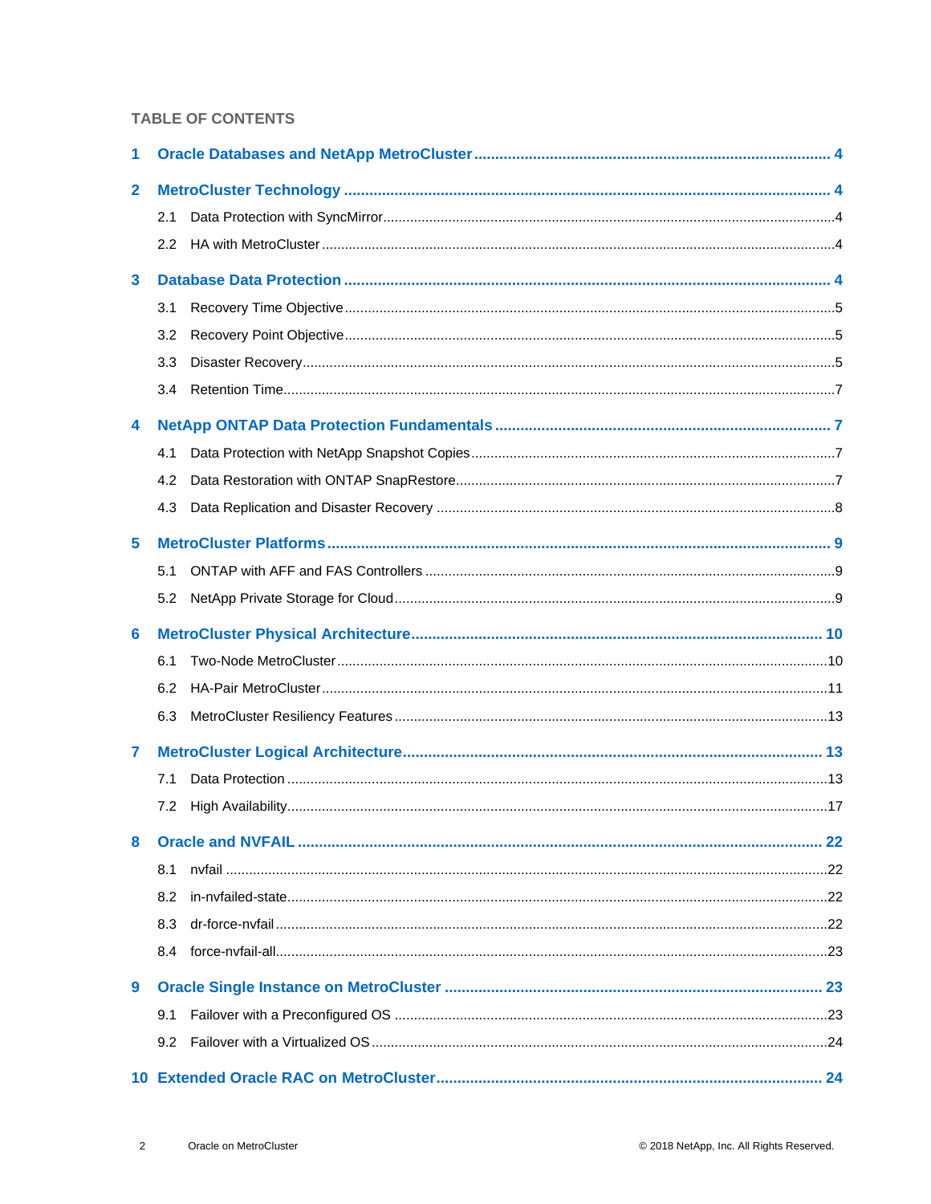TABLE OF CONTENTS

**1 Oracle Databases and NetApp MetroCluster .... 4**

**2 MetroCluster Technology .... 4**

- 2.1 Data Protection with SyncMirror .... 4
- 2.2 HA with MetroCluster .... 4

**3 Database Data Protection .... 4**

- 3.1 Recovery Time Objective .... 5
- 3.2 Recovery Point Objective .... 5
- 3.3 Disaster Recovery .... 5
- 3.4 Retention Time .... 7

**4 NetApp ONTAP Data Protection Fundamentals .... 7**

- 4.1 Data Protection with NetApp Snapshot Copies .... 7
- 4.2 Data Restoration with ONTAP SnapRestore .... 7
- 4.3 Data Replication and Disaster Recovery .... 8

**5 MetroCluster Platforms .... 9**

- 5.1 ONTAP with AFF and FAS Controllers .... 9
- 5.2 NetApp Private Storage for Cloud .... 9

**6 MetroCluster Physical Architecture .... 10**

- 6.1 Two-Node MetroCluster .... 10
- 6.2 HA-Pair MetroCluster .... 11
- 6.3 MetroCluster Resiliency Features .... 13

**7 MetroCluster Logical Architecture .... 13**

- 7.1 Data Protection .... 13
- 7.2 High Availability .... 17

**8 Oracle and NVFAIL .... 22**

- 8.1 nvfail .... 22
- 8.2 in-nvfailed-state .... 22
- 8.3 dr-force-nvfail .... 22
- 8.4 force-nvfail-all .... 23

**9 Oracle Single Instance on MetroCluster .... 23**

- 9.1 Failover with a Preconfigured OS .... 23
- 9.2 Failover with a Virtualized OS .... 24

**10 Extended Oracle RAC on MetroCluster .... 24**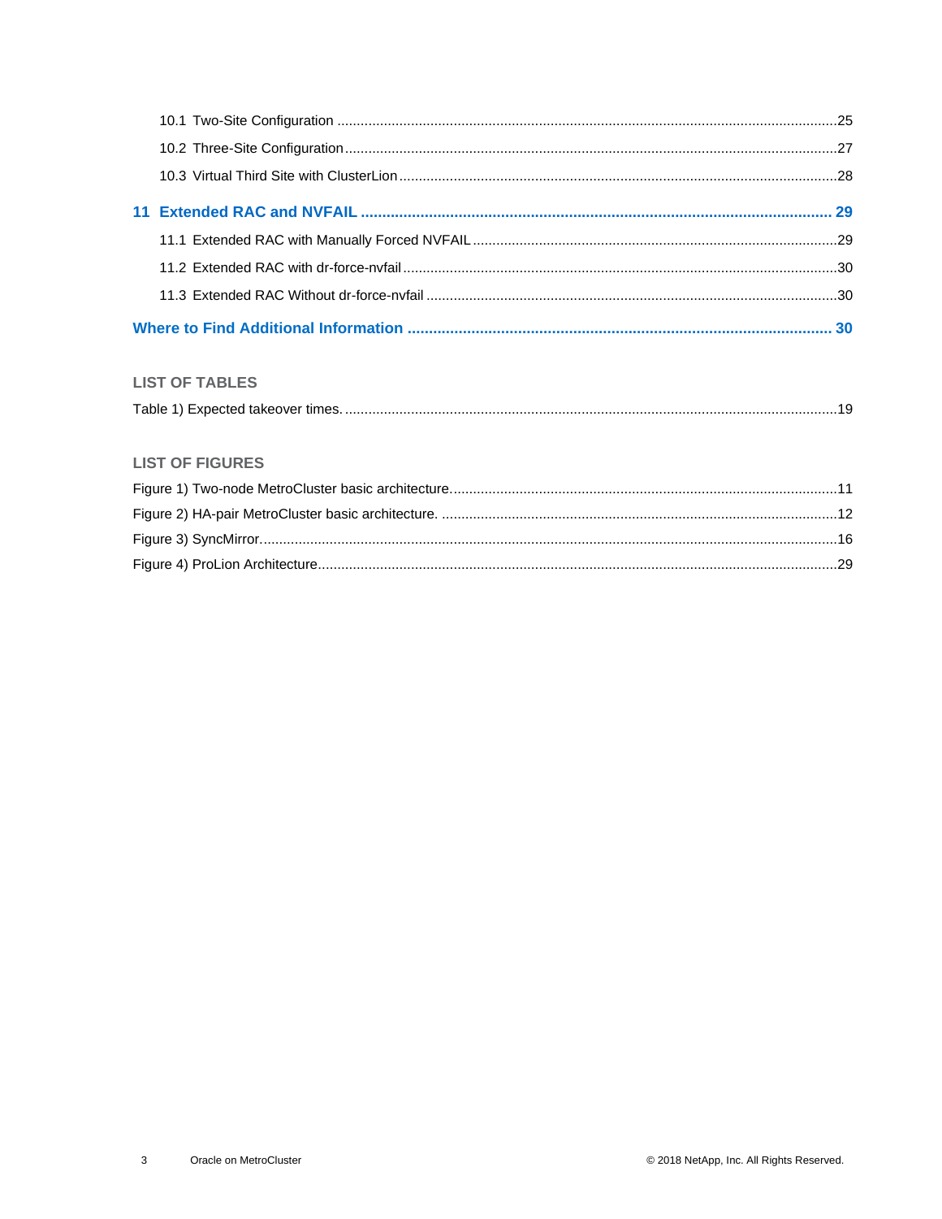10.1 Two-Site Configuration ........................................................................................................................25

10.2 Three-Site Configuration ......................................................................................................................27

10.3 Virtual Third Site with ClusterLion .........................................................................................................28

**11 Extended RAC and NVFAIL ........................................................................................................ 29**

11.1 Extended RAC with Manually Forced NVFAIL .......................................................................................29

11.2 Extended RAC with dr-force-nvfail .........................................................................................................30

11.3 Extended RAC Without dr-force-nvfail ...................................................................................................30

**Where to Find Additional Information ......................................................................................... 30**

## LIST OF TABLES

Table 1) Expected takeover times. ...............................................................................................................19

## LIST OF FIGURES

Figure 1) Two-node MetroCluster basic architecture. ....................................................................................11

Figure 2) HA-pair MetroCluster basic architecture. .......................................................................................12

Figure 3) SyncMirror. ...................................................................................................................................16

Figure 4) ProLion Architecture......................................................................................................................29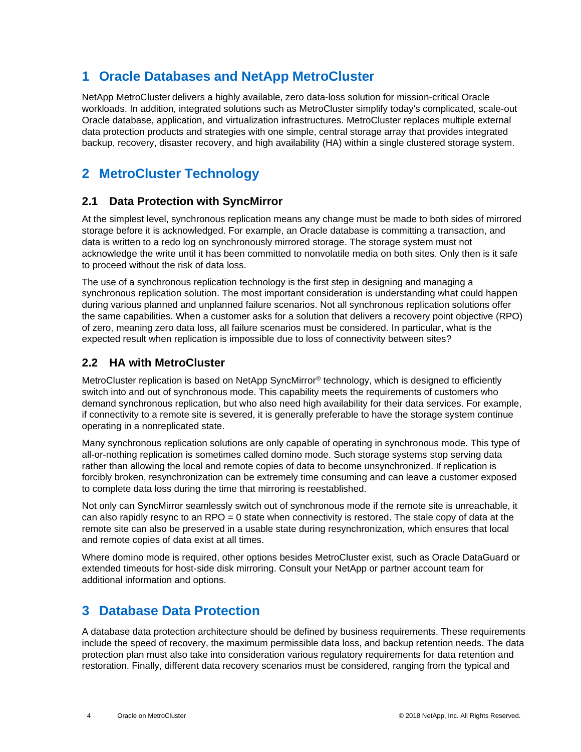# 1 Oracle Databases and NetApp MetroCluster

NetApp MetroCluster delivers a highly available, zero data-loss solution for mission-critical Oracle workloads. In addition, integrated solutions such as MetroCluster simplify today's complicated, scale-out Oracle database, application, and virtualization infrastructures. MetroCluster replaces multiple external data protection products and strategies with one simple, central storage array that provides integrated backup, recovery, disaster recovery, and high availability (HA) within a single clustered storage system.

# 2 MetroCluster Technology

## 2.1 Data Protection with SyncMirror

At the simplest level, synchronous replication means any change must be made to both sides of mirrored storage before it is acknowledged. For example, an Oracle database is committing a transaction, and data is written to a redo log on synchronously mirrored storage. The storage system must not acknowledge the write until it has been committed to nonvolatile media on both sites. Only then is it safe to proceed without the risk of data loss.

The use of a synchronous replication technology is the first step in designing and managing a synchronous replication solution. The most important consideration is understanding what could happen during various planned and unplanned failure scenarios. Not all synchronous replication solutions offer the same capabilities. When a customer asks for a solution that delivers a recovery point objective (RPO) of zero, meaning zero data loss, all failure scenarios must be considered. In particular, what is the expected result when replication is impossible due to loss of connectivity between sites?

## 2.2 HA with MetroCluster

MetroCluster replication is based on NetApp SyncMirror® technology, which is designed to efficiently switch into and out of synchronous mode. This capability meets the requirements of customers who demand synchronous replication, but who also need high availability for their data services. For example, if connectivity to a remote site is severed, it is generally preferable to have the storage system continue operating in a nonreplicated state.

Many synchronous replication solutions are only capable of operating in synchronous mode. This type of all-or-nothing replication is sometimes called domino mode. Such storage systems stop serving data rather than allowing the local and remote copies of data to become unsynchronized. If replication is forcibly broken, resynchronization can be extremely time consuming and can leave a customer exposed to complete data loss during the time that mirroring is reestablished.

Not only can SyncMirror seamlessly switch out of synchronous mode if the remote site is unreachable, it can also rapidly resync to an RPO = 0 state when connectivity is restored. The stale copy of data at the remote site can also be preserved in a usable state during resynchronization, which ensures that local and remote copies of data exist at all times.

Where domino mode is required, other options besides MetroCluster exist, such as Oracle DataGuard or extended timeouts for host-side disk mirroring. Consult your NetApp or partner account team for additional information and options.

# 3 Database Data Protection

A database data protection architecture should be defined by business requirements. These requirements include the speed of recovery, the maximum permissible data loss, and backup retention needs. The data protection plan must also take into consideration various regulatory requirements for data retention and restoration. Finally, different data recovery scenarios must be considered, ranging from the typical and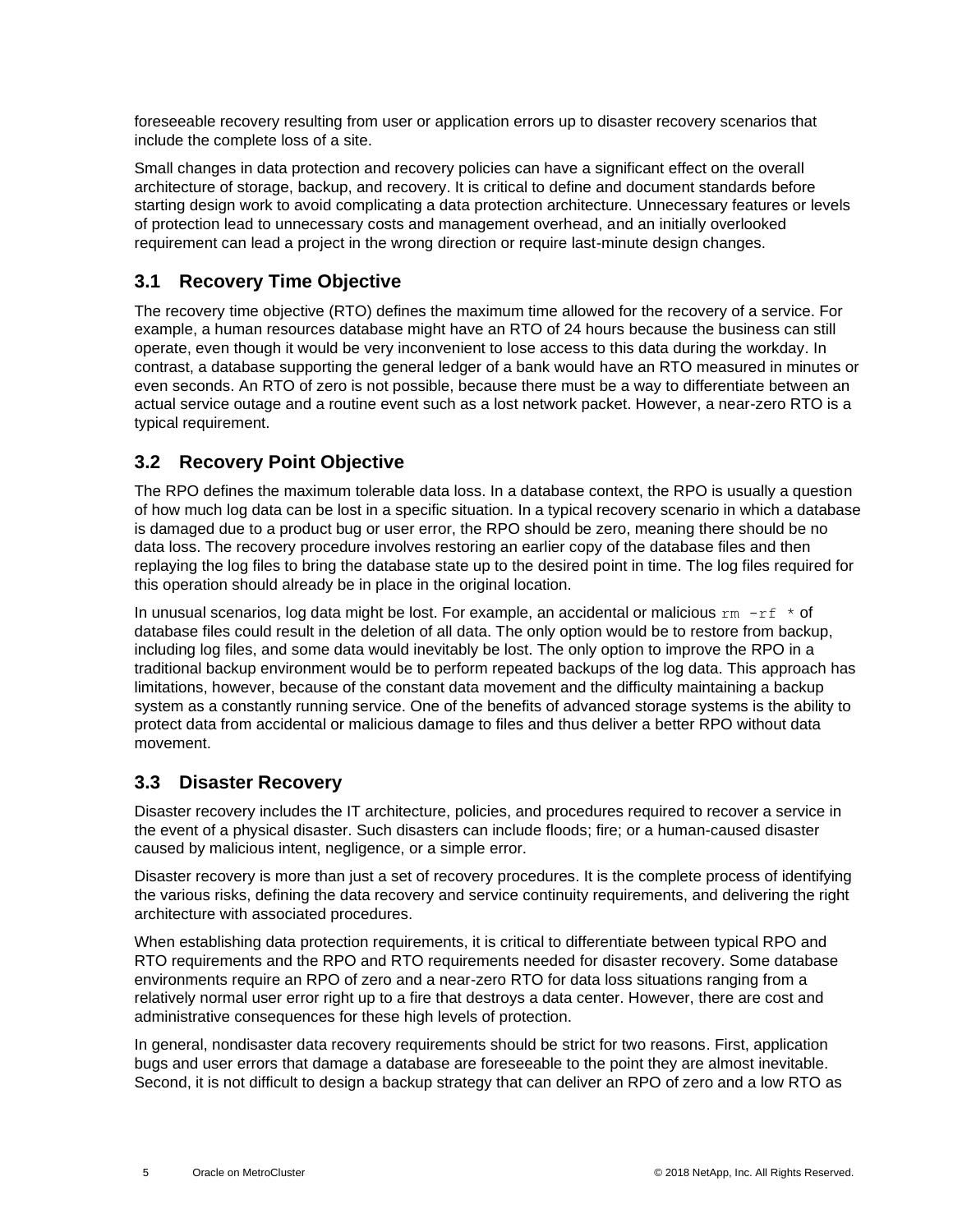foreseeable recovery resulting from user or application errors up to disaster recovery scenarios that include the complete loss of a site.

Small changes in data protection and recovery policies can have a significant effect on the overall architecture of storage, backup, and recovery. It is critical to define and document standards before starting design work to avoid complicating a data protection architecture. Unnecessary features or levels of protection lead to unnecessary costs and management overhead, and an initially overlooked requirement can lead a project in the wrong direction or require last-minute design changes.

## 3.1 Recovery Time Objective

The recovery time objective (RTO) defines the maximum time allowed for the recovery of a service. For example, a human resources database might have an RTO of 24 hours because the business can still operate, even though it would be very inconvenient to lose access to this data during the workday. In contrast, a database supporting the general ledger of a bank would have an RTO measured in minutes or even seconds. An RTO of zero is not possible, because there must be a way to differentiate between an actual service outage and a routine event such as a lost network packet. However, a near-zero RTO is a typical requirement.

## 3.2 Recovery Point Objective

The RPO defines the maximum tolerable data loss. In a database context, the RPO is usually a question of how much log data can be lost in a specific situation. In a typical recovery scenario in which a database is damaged due to a product bug or user error, the RPO should be zero, meaning there should be no data loss. The recovery procedure involves restoring an earlier copy of the database files and then replaying the log files to bring the database state up to the desired point in time. The log files required for this operation should already be in place in the original location.

In unusual scenarios, log data might be lost. For example, an accidental or malicious `rm -rf *` of database files could result in the deletion of all data. The only option would be to restore from backup, including log files, and some data would inevitably be lost. The only option to improve the RPO in a traditional backup environment would be to perform repeated backups of the log data. This approach has limitations, however, because of the constant data movement and the difficulty maintaining a backup system as a constantly running service. One of the benefits of advanced storage systems is the ability to protect data from accidental or malicious damage to files and thus deliver a better RPO without data movement.

## 3.3 Disaster Recovery

Disaster recovery includes the IT architecture, policies, and procedures required to recover a service in the event of a physical disaster. Such disasters can include floods; fire; or a human-caused disaster caused by malicious intent, negligence, or a simple error.

Disaster recovery is more than just a set of recovery procedures. It is the complete process of identifying the various risks, defining the data recovery and service continuity requirements, and delivering the right architecture with associated procedures.

When establishing data protection requirements, it is critical to differentiate between typical RPO and RTO requirements and the RPO and RTO requirements needed for disaster recovery. Some database environments require an RPO of zero and a near-zero RTO for data loss situations ranging from a relatively normal user error right up to a fire that destroys a data center. However, there are cost and administrative consequences for these high levels of protection.

In general, nondisaster data recovery requirements should be strict for two reasons. First, application bugs and user errors that damage a database are foreseeable to the point they are almost inevitable. Second, it is not difficult to design a backup strategy that can deliver an RPO of zero and a low RTO as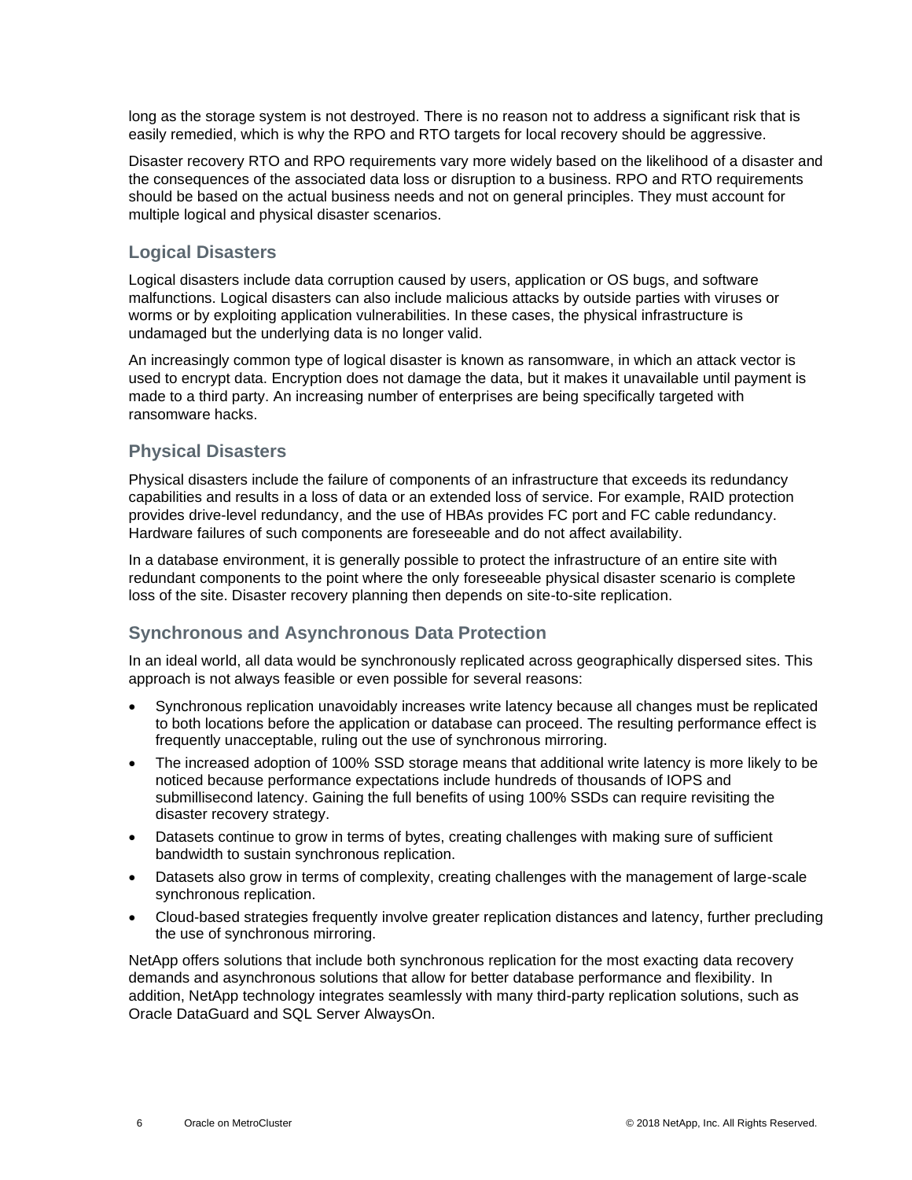long as the storage system is not destroyed. There is no reason not to address a significant risk that is easily remedied, which is why the RPO and RTO targets for local recovery should be aggressive.

Disaster recovery RTO and RPO requirements vary more widely based on the likelihood of a disaster and the consequences of the associated data loss or disruption to a business. RPO and RTO requirements should be based on the actual business needs and not on general principles. They must account for multiple logical and physical disaster scenarios.

## Logical Disasters

Logical disasters include data corruption caused by users, application or OS bugs, and software malfunctions. Logical disasters can also include malicious attacks by outside parties with viruses or worms or by exploiting application vulnerabilities. In these cases, the physical infrastructure is undamaged but the underlying data is no longer valid.

An increasingly common type of logical disaster is known as ransomware, in which an attack vector is used to encrypt data. Encryption does not damage the data, but it makes it unavailable until payment is made to a third party. An increasing number of enterprises are being specifically targeted with ransomware hacks.

## Physical Disasters

Physical disasters include the failure of components of an infrastructure that exceeds its redundancy capabilities and results in a loss of data or an extended loss of service. For example, RAID protection provides drive-level redundancy, and the use of HBAs provides FC port and FC cable redundancy. Hardware failures of such components are foreseeable and do not affect availability.

In a database environment, it is generally possible to protect the infrastructure of an entire site with redundant components to the point where the only foreseeable physical disaster scenario is complete loss of the site. Disaster recovery planning then depends on site-to-site replication.

## Synchronous and Asynchronous Data Protection

In an ideal world, all data would be synchronously replicated across geographically dispersed sites. This approach is not always feasible or even possible for several reasons:

- Synchronous replication unavoidably increases write latency because all changes must be replicated to both locations before the application or database can proceed. The resulting performance effect is frequently unacceptable, ruling out the use of synchronous mirroring.
- The increased adoption of 100% SSD storage means that additional write latency is more likely to be noticed because performance expectations include hundreds of thousands of IOPS and submillisecond latency. Gaining the full benefits of using 100% SSDs can require revisiting the disaster recovery strategy.
- Datasets continue to grow in terms of bytes, creating challenges with making sure of sufficient bandwidth to sustain synchronous replication.
- Datasets also grow in terms of complexity, creating challenges with the management of large-scale synchronous replication.
- Cloud-based strategies frequently involve greater replication distances and latency, further precluding the use of synchronous mirroring.

NetApp offers solutions that include both synchronous replication for the most exacting data recovery demands and asynchronous solutions that allow for better database performance and flexibility. In addition, NetApp technology integrates seamlessly with many third-party replication solutions, such as Oracle DataGuard and SQL Server AlwaysOn.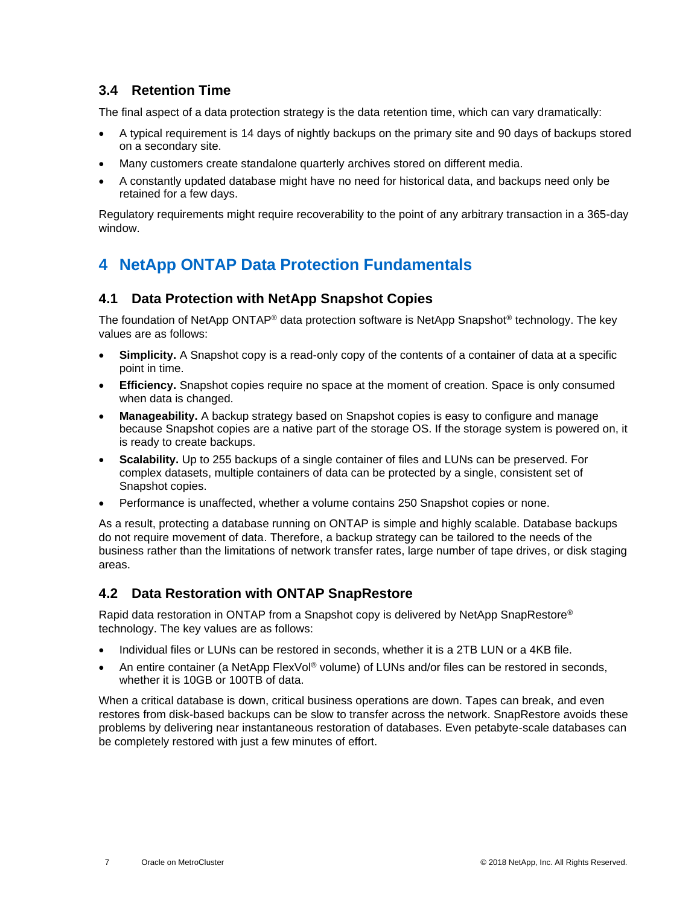### 3.4 Retention Time

The final aspect of a data protection strategy is the data retention time, which can vary dramatically:

- A typical requirement is 14 days of nightly backups on the primary site and 90 days of backups stored on a secondary site.
- Many customers create standalone quarterly archives stored on different media.
- A constantly updated database might have no need for historical data, and backups need only be retained for a few days.

Regulatory requirements might require recoverability to the point of any arbitrary transaction in a 365-day window.

## 4 NetApp ONTAP Data Protection Fundamentals

### 4.1 Data Protection with NetApp Snapshot Copies

The foundation of NetApp ONTAP® data protection software is NetApp Snapshot® technology. The key values are as follows:

- **Simplicity.** A Snapshot copy is a read-only copy of the contents of a container of data at a specific point in time.
- **Efficiency.** Snapshot copies require no space at the moment of creation. Space is only consumed when data is changed.
- **Manageability.** A backup strategy based on Snapshot copies is easy to configure and manage because Snapshot copies are a native part of the storage OS. If the storage system is powered on, it is ready to create backups.
- **Scalability.** Up to 255 backups of a single container of files and LUNs can be preserved. For complex datasets, multiple containers of data can be protected by a single, consistent set of Snapshot copies.
- Performance is unaffected, whether a volume contains 250 Snapshot copies or none.

As a result, protecting a database running on ONTAP is simple and highly scalable. Database backups do not require movement of data. Therefore, a backup strategy can be tailored to the needs of the business rather than the limitations of network transfer rates, large number of tape drives, or disk staging areas.

### 4.2 Data Restoration with ONTAP SnapRestore

Rapid data restoration in ONTAP from a Snapshot copy is delivered by NetApp SnapRestore® technology. The key values are as follows:

- Individual files or LUNs can be restored in seconds, whether it is a 2TB LUN or a 4KB file.
- An entire container (a NetApp FlexVol® volume) of LUNs and/or files can be restored in seconds, whether it is 10GB or 100TB of data.

When a critical database is down, critical business operations are down. Tapes can break, and even restores from disk-based backups can be slow to transfer across the network. SnapRestore avoids these problems by delivering near instantaneous restoration of databases. Even petabyte-scale databases can be completely restored with just a few minutes of effort.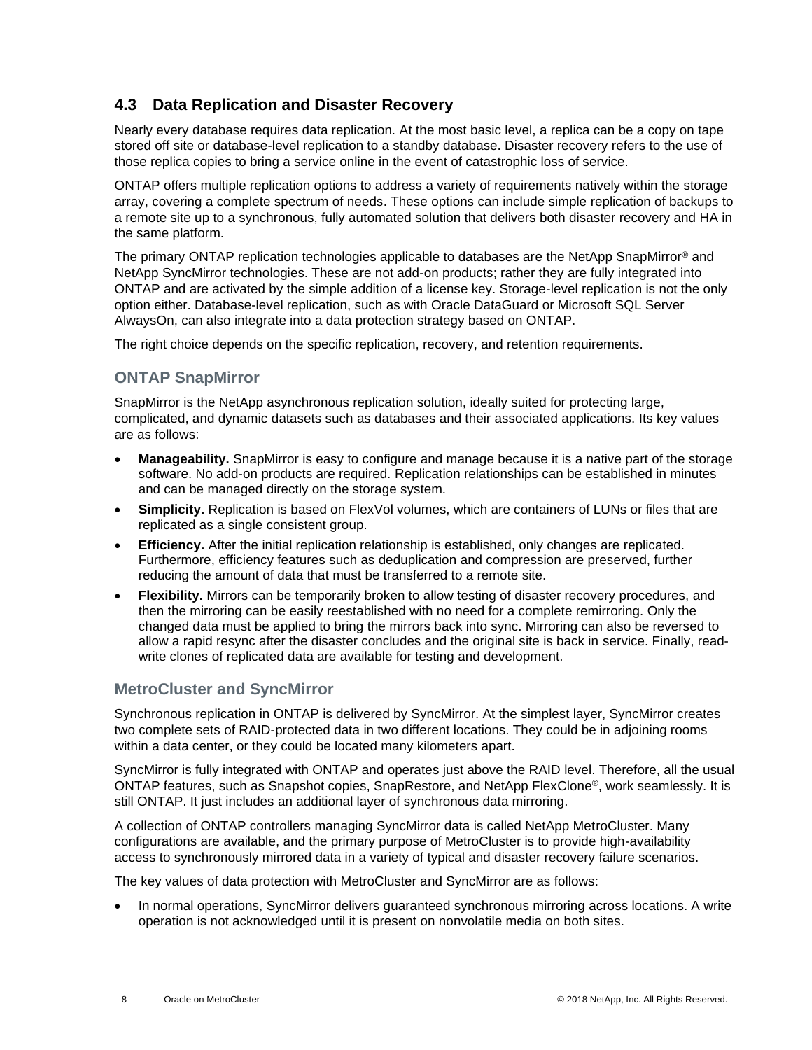## 4.3 Data Replication and Disaster Recovery

Nearly every database requires data replication. At the most basic level, a replica can be a copy on tape stored off site or database-level replication to a standby database. Disaster recovery refers to the use of those replica copies to bring a service online in the event of catastrophic loss of service.

ONTAP offers multiple replication options to address a variety of requirements natively within the storage array, covering a complete spectrum of needs. These options can include simple replication of backups to a remote site up to a synchronous, fully automated solution that delivers both disaster recovery and HA in the same platform.

The primary ONTAP replication technologies applicable to databases are the NetApp SnapMirror® and NetApp SyncMirror technologies. These are not add-on products; rather they are fully integrated into ONTAP and are activated by the simple addition of a license key. Storage-level replication is not the only option either. Database-level replication, such as with Oracle DataGuard or Microsoft SQL Server AlwaysOn, can also integrate into a data protection strategy based on ONTAP.

The right choice depends on the specific replication, recovery, and retention requirements.

### ONTAP SnapMirror

SnapMirror is the NetApp asynchronous replication solution, ideally suited for protecting large, complicated, and dynamic datasets such as databases and their associated applications. Its key values are as follows:

- **Manageability.** SnapMirror is easy to configure and manage because it is a native part of the storage software. No add-on products are required. Replication relationships can be established in minutes and can be managed directly on the storage system.
- **Simplicity.** Replication is based on FlexVol volumes, which are containers of LUNs or files that are replicated as a single consistent group.
- **Efficiency.** After the initial replication relationship is established, only changes are replicated. Furthermore, efficiency features such as deduplication and compression are preserved, further reducing the amount of data that must be transferred to a remote site.
- **Flexibility.** Mirrors can be temporarily broken to allow testing of disaster recovery procedures, and then the mirroring can be easily reestablished with no need for a complete remirroring. Only the changed data must be applied to bring the mirrors back into sync. Mirroring can also be reversed to allow a rapid resync after the disaster concludes and the original site is back in service. Finally, read-write clones of replicated data are available for testing and development.

### MetroCluster and SyncMirror

Synchronous replication in ONTAP is delivered by SyncMirror. At the simplest layer, SyncMirror creates two complete sets of RAID-protected data in two different locations. They could be in adjoining rooms within a data center, or they could be located many kilometers apart.

SyncMirror is fully integrated with ONTAP and operates just above the RAID level. Therefore, all the usual ONTAP features, such as Snapshot copies, SnapRestore, and NetApp FlexClone®, work seamlessly. It is still ONTAP. It just includes an additional layer of synchronous data mirroring.

A collection of ONTAP controllers managing SyncMirror data is called NetApp MetroCluster. Many configurations are available, and the primary purpose of MetroCluster is to provide high-availability access to synchronously mirrored data in a variety of typical and disaster recovery failure scenarios.

The key values of data protection with MetroCluster and SyncMirror are as follows:

- In normal operations, SyncMirror delivers guaranteed synchronous mirroring across locations. A write operation is not acknowledged until it is present on nonvolatile media on both sites.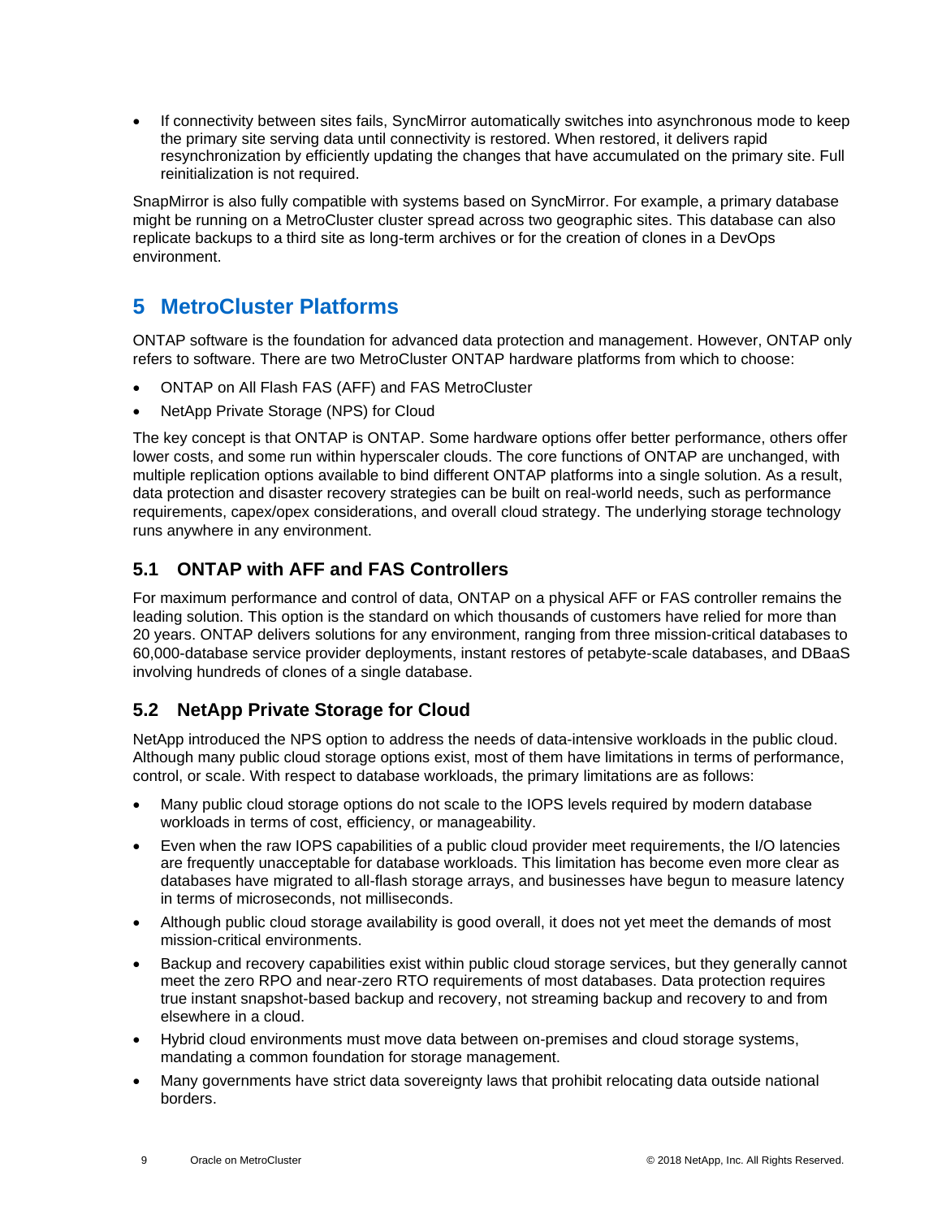- If connectivity between sites fails, SyncMirror automatically switches into asynchronous mode to keep the primary site serving data until connectivity is restored. When restored, it delivers rapid resynchronization by efficiently updating the changes that have accumulated on the primary site. Full reinitialization is not required.

SnapMirror is also fully compatible with systems based on SyncMirror. For example, a primary database might be running on a MetroCluster cluster spread across two geographic sites. This database can also replicate backups to a third site as long-term archives or for the creation of clones in a DevOps environment.

# 5 MetroCluster Platforms

ONTAP software is the foundation for advanced data protection and management. However, ONTAP only refers to software. There are two MetroCluster ONTAP hardware platforms from which to choose:

- ONTAP on All Flash FAS (AFF) and FAS MetroCluster
- NetApp Private Storage (NPS) for Cloud

The key concept is that ONTAP is ONTAP. Some hardware options offer better performance, others offer lower costs, and some run within hyperscaler clouds. The core functions of ONTAP are unchanged, with multiple replication options available to bind different ONTAP platforms into a single solution. As a result, data protection and disaster recovery strategies can be built on real-world needs, such as performance requirements, capex/opex considerations, and overall cloud strategy. The underlying storage technology runs anywhere in any environment.

## 5.1 ONTAP with AFF and FAS Controllers

For maximum performance and control of data, ONTAP on a physical AFF or FAS controller remains the leading solution. This option is the standard on which thousands of customers have relied for more than 20 years. ONTAP delivers solutions for any environment, ranging from three mission-critical databases to 60,000-database service provider deployments, instant restores of petabyte-scale databases, and DBaaS involving hundreds of clones of a single database.

## 5.2 NetApp Private Storage for Cloud

NetApp introduced the NPS option to address the needs of data-intensive workloads in the public cloud. Although many public cloud storage options exist, most of them have limitations in terms of performance, control, or scale. With respect to database workloads, the primary limitations are as follows:

- Many public cloud storage options do not scale to the IOPS levels required by modern database workloads in terms of cost, efficiency, or manageability.
- Even when the raw IOPS capabilities of a public cloud provider meet requirements, the I/O latencies are frequently unacceptable for database workloads. This limitation has become even more clear as databases have migrated to all-flash storage arrays, and businesses have begun to measure latency in terms of microseconds, not milliseconds.
- Although public cloud storage availability is good overall, it does not yet meet the demands of most mission-critical environments.
- Backup and recovery capabilities exist within public cloud storage services, but they generally cannot meet the zero RPO and near-zero RTO requirements of most databases. Data protection requires true instant snapshot-based backup and recovery, not streaming backup and recovery to and from elsewhere in a cloud.
- Hybrid cloud environments must move data between on-premises and cloud storage systems, mandating a common foundation for storage management.
- Many governments have strict data sovereignty laws that prohibit relocating data outside national borders.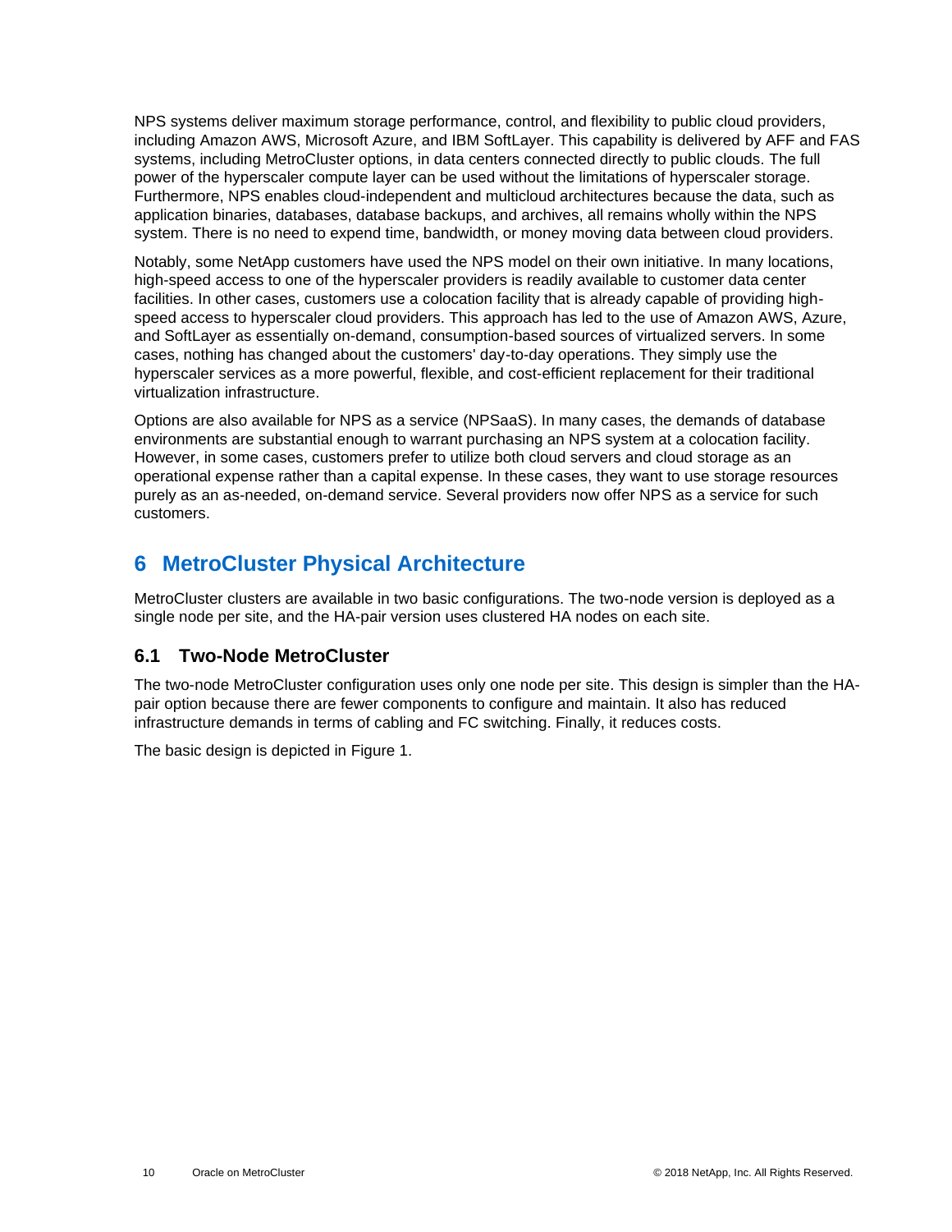NPS systems deliver maximum storage performance, control, and flexibility to public cloud providers, including Amazon AWS, Microsoft Azure, and IBM SoftLayer. This capability is delivered by AFF and FAS systems, including MetroCluster options, in data centers connected directly to public clouds. The full power of the hyperscaler compute layer can be used without the limitations of hyperscaler storage. Furthermore, NPS enables cloud-independent and multicloud architectures because the data, such as application binaries, databases, database backups, and archives, all remains wholly within the NPS system. There is no need to expend time, bandwidth, or money moving data between cloud providers.

Notably, some NetApp customers have used the NPS model on their own initiative. In many locations, high-speed access to one of the hyperscaler providers is readily available to customer data center facilities. In other cases, customers use a colocation facility that is already capable of providing high-speed access to hyperscaler cloud providers. This approach has led to the use of Amazon AWS, Azure, and SoftLayer as essentially on-demand, consumption-based sources of virtualized servers. In some cases, nothing has changed about the customers' day-to-day operations. They simply use the hyperscaler services as a more powerful, flexible, and cost-efficient replacement for their traditional virtualization infrastructure.

Options are also available for NPS as a service (NPSaaS). In many cases, the demands of database environments are substantial enough to warrant purchasing an NPS system at a colocation facility. However, in some cases, customers prefer to utilize both cloud servers and cloud storage as an operational expense rather than a capital expense. In these cases, they want to use storage resources purely as an as-needed, on-demand service. Several providers now offer NPS as a service for such customers.

# 6 MetroCluster Physical Architecture

MetroCluster clusters are available in two basic configurations. The two-node version is deployed as a single node per site, and the HA-pair version uses clustered HA nodes on each site.

## 6.1 Two-Node MetroCluster

The two-node MetroCluster configuration uses only one node per site. This design is simpler than the HA-pair option because there are fewer components to configure and maintain. It also has reduced infrastructure demands in terms of cabling and FC switching. Finally, it reduces costs.

The basic design is depicted in Figure 1.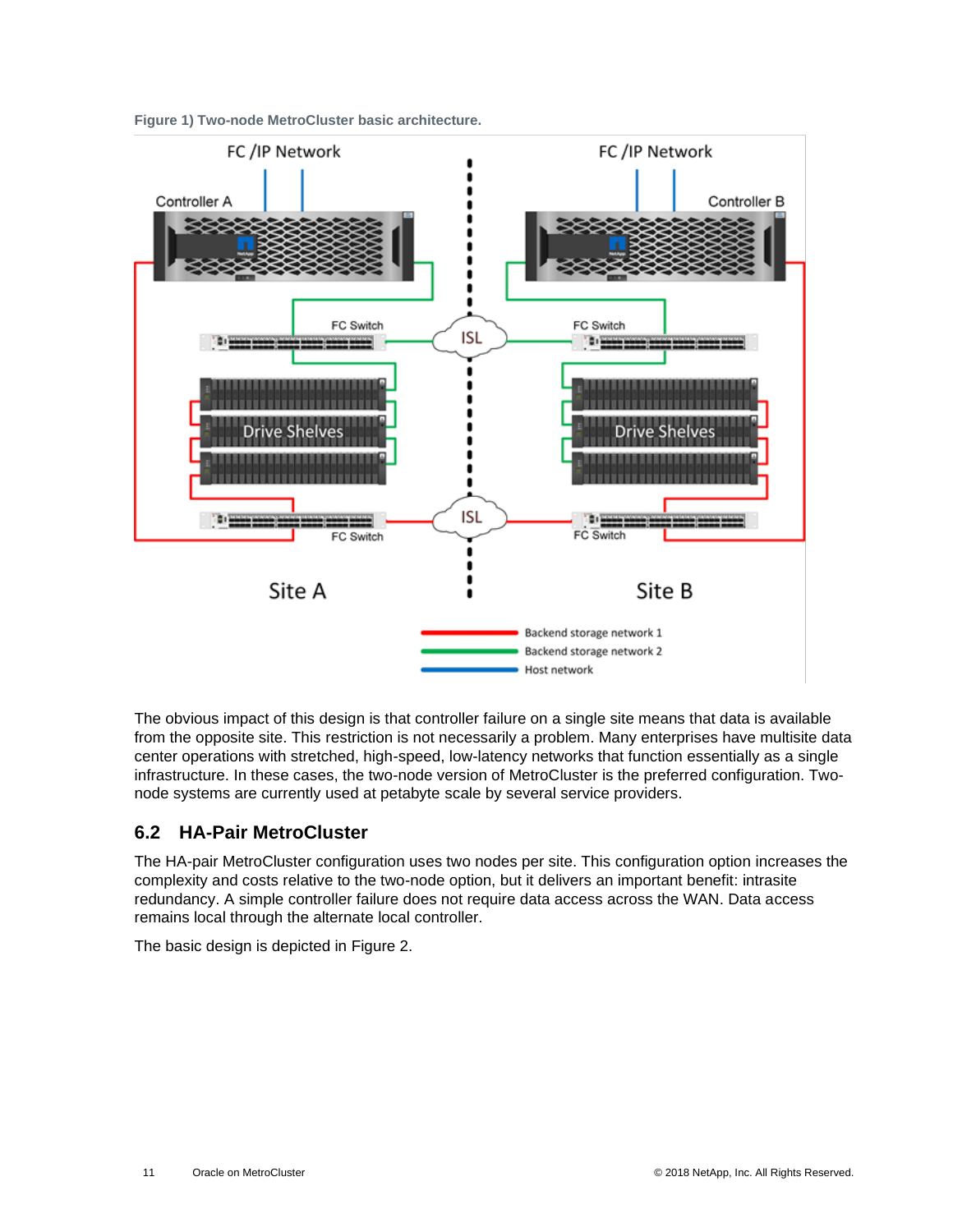Figure 1) Two-node MetroCluster basic architecture.

The obvious impact of this design is that controller failure on a single site means that data is available from the opposite site. This restriction is not necessarily a problem. Many enterprises have multisite data center operations with stretched, high-speed, low-latency networks that function essentially as a single infrastructure. In these cases, the two-node version of MetroCluster is the preferred configuration. Two-node systems are currently used at petabyte scale by several service providers.

## 6.2 HA-Pair MetroCluster

The HA-pair MetroCluster configuration uses two nodes per site. This configuration option increases the complexity and costs relative to the two-node option, but it delivers an important benefit: intrasite redundancy. A simple controller failure does not require data access across the WAN. Data access remains local through the alternate local controller.

The basic design is depicted in Figure 2.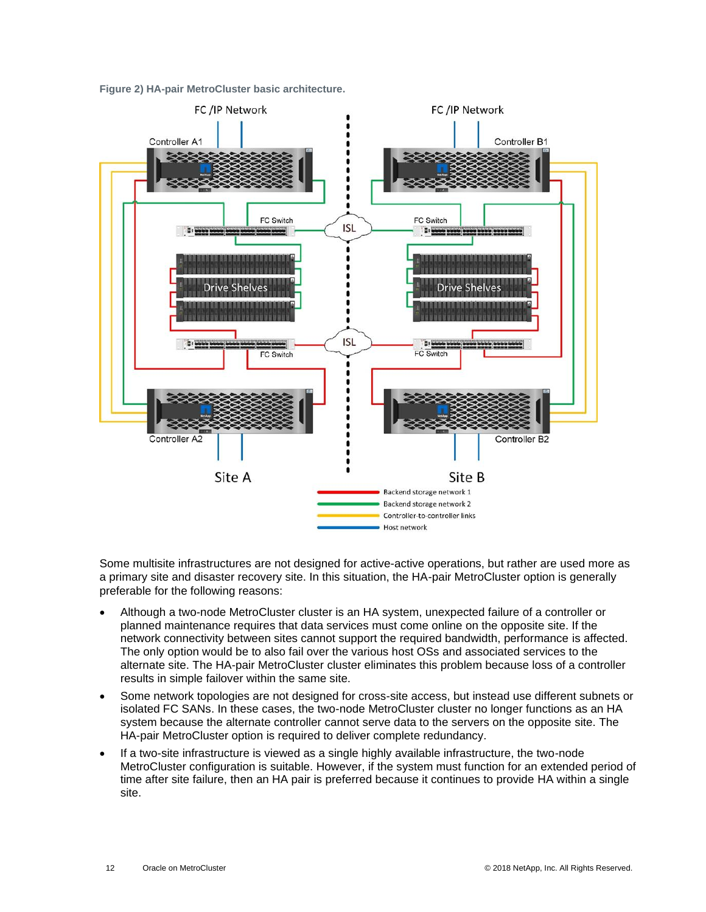Figure 2) HA-pair MetroCluster basic architecture.

Some multisite infrastructures are not designed for active-active operations, but rather are used more as a primary site and disaster recovery site. In this situation, the HA-pair MetroCluster option is generally preferable for the following reasons:

- Although a two-node MetroCluster cluster is an HA system, unexpected failure of a controller or planned maintenance requires that data services must come online on the opposite site. If the network connectivity between sites cannot support the required bandwidth, performance is affected. The only option would be to also fail over the various host OSs and associated services to the alternate site. The HA-pair MetroCluster cluster eliminates this problem because loss of a controller results in simple failover within the same site.
- Some network topologies are not designed for cross-site access, but instead use different subnets or isolated FC SANs. In these cases, the two-node MetroCluster cluster no longer functions as an HA system because the alternate controller cannot serve data to the servers on the opposite site. The HA-pair MetroCluster option is required to deliver complete redundancy.
- If a two-site infrastructure is viewed as a single highly available infrastructure, the two-node MetroCluster configuration is suitable. However, if the system must function for an extended period of time after site failure, then an HA pair is preferred because it continues to provide HA within a single site.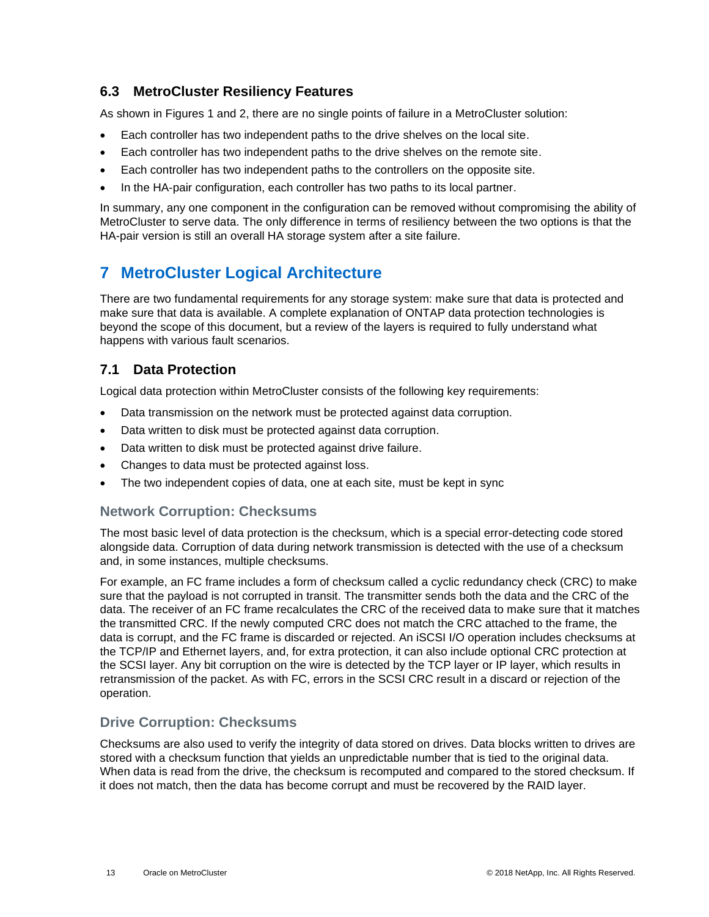### 6.3 MetroCluster Resiliency Features

As shown in Figures 1 and 2, there are no single points of failure in a MetroCluster solution:

- Each controller has two independent paths to the drive shelves on the local site.
- Each controller has two independent paths to the drive shelves on the remote site.
- Each controller has two independent paths to the controllers on the opposite site.
- In the HA-pair configuration, each controller has two paths to its local partner.

In summary, any one component in the configuration can be removed without compromising the ability of MetroCluster to serve data. The only difference in terms of resiliency between the two options is that the HA-pair version is still an overall HA storage system after a site failure.

# 7 MetroCluster Logical Architecture

There are two fundamental requirements for any storage system: make sure that data is protected and make sure that data is available. A complete explanation of ONTAP data protection technologies is beyond the scope of this document, but a review of the layers is required to fully understand what happens with various fault scenarios.

## 7.1 Data Protection

Logical data protection within MetroCluster consists of the following key requirements:

- Data transmission on the network must be protected against data corruption.
- Data written to disk must be protected against data corruption.
- Data written to disk must be protected against drive failure.
- Changes to data must be protected against loss.
- The two independent copies of data, one at each site, must be kept in sync

#### Network Corruption: Checksums

The most basic level of data protection is the checksum, which is a special error-detecting code stored alongside data. Corruption of data during network transmission is detected with the use of a checksum and, in some instances, multiple checksums.

For example, an FC frame includes a form of checksum called a cyclic redundancy check (CRC) to make sure that the payload is not corrupted in transit. The transmitter sends both the data and the CRC of the data. The receiver of an FC frame recalculates the CRC of the received data to make sure that it matches the transmitted CRC. If the newly computed CRC does not match the CRC attached to the frame, the data is corrupt, and the FC frame is discarded or rejected. An iSCSI I/O operation includes checksums at the TCP/IP and Ethernet layers, and, for extra protection, it can also include optional CRC protection at the SCSI layer. Any bit corruption on the wire is detected by the TCP layer or IP layer, which results in retransmission of the packet. As with FC, errors in the SCSI CRC result in a discard or rejection of the operation.

#### Drive Corruption: Checksums

Checksums are also used to verify the integrity of data stored on drives. Data blocks written to drives are stored with a checksum function that yields an unpredictable number that is tied to the original data. When data is read from the drive, the checksum is recomputed and compared to the stored checksum. If it does not match, then the data has become corrupt and must be recovered by the RAID layer.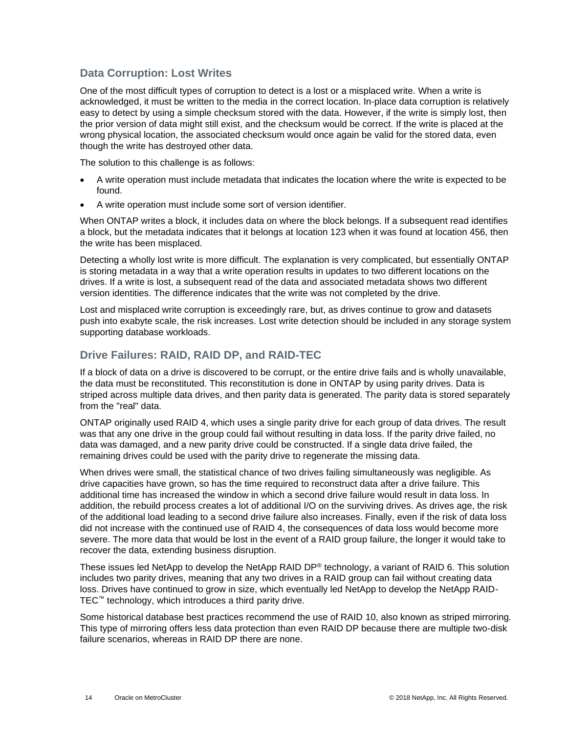## Data Corruption: Lost Writes

One of the most difficult types of corruption to detect is a lost or a misplaced write. When a write is acknowledged, it must be written to the media in the correct location. In-place data corruption is relatively easy to detect by using a simple checksum stored with the data. However, if the write is simply lost, then the prior version of data might still exist, and the checksum would be correct. If the write is placed at the wrong physical location, the associated checksum would once again be valid for the stored data, even though the write has destroyed other data.

The solution to this challenge is as follows:

- A write operation must include metadata that indicates the location where the write is expected to be found.
- A write operation must include some sort of version identifier.

When ONTAP writes a block, it includes data on where the block belongs. If a subsequent read identifies a block, but the metadata indicates that it belongs at location 123 when it was found at location 456, then the write has been misplaced.

Detecting a wholly lost write is more difficult. The explanation is very complicated, but essentially ONTAP is storing metadata in a way that a write operation results in updates to two different locations on the drives. If a write is lost, a subsequent read of the data and associated metadata shows two different version identities. The difference indicates that the write was not completed by the drive.

Lost and misplaced write corruption is exceedingly rare, but, as drives continue to grow and datasets push into exabyte scale, the risk increases. Lost write detection should be included in any storage system supporting database workloads.

## Drive Failures: RAID, RAID DP, and RAID-TEC

If a block of data on a drive is discovered to be corrupt, or the entire drive fails and is wholly unavailable, the data must be reconstituted. This reconstitution is done in ONTAP by using parity drives. Data is striped across multiple data drives, and then parity data is generated. The parity data is stored separately from the "real" data.

ONTAP originally used RAID 4, which uses a single parity drive for each group of data drives. The result was that any one drive in the group could fail without resulting in data loss. If the parity drive failed, no data was damaged, and a new parity drive could be constructed. If a single data drive failed, the remaining drives could be used with the parity drive to regenerate the missing data.

When drives were small, the statistical chance of two drives failing simultaneously was negligible. As drive capacities have grown, so has the time required to reconstruct data after a drive failure. This additional time has increased the window in which a second drive failure would result in data loss. In addition, the rebuild process creates a lot of additional I/O on the surviving drives. As drives age, the risk of the additional load leading to a second drive failure also increases. Finally, even if the risk of data loss did not increase with the continued use of RAID 4, the consequences of data loss would become more severe. The more data that would be lost in the event of a RAID group failure, the longer it would take to recover the data, extending business disruption.

These issues led NetApp to develop the NetApp RAID DP® technology, a variant of RAID 6. This solution includes two parity drives, meaning that any two drives in a RAID group can fail without creating data loss. Drives have continued to grow in size, which eventually led NetApp to develop the NetApp RAID-TEC™ technology, which introduces a third parity drive.

Some historical database best practices recommend the use of RAID 10, also known as striped mirroring. This type of mirroring offers less data protection than even RAID DP because there are multiple two-disk failure scenarios, whereas in RAID DP there are none.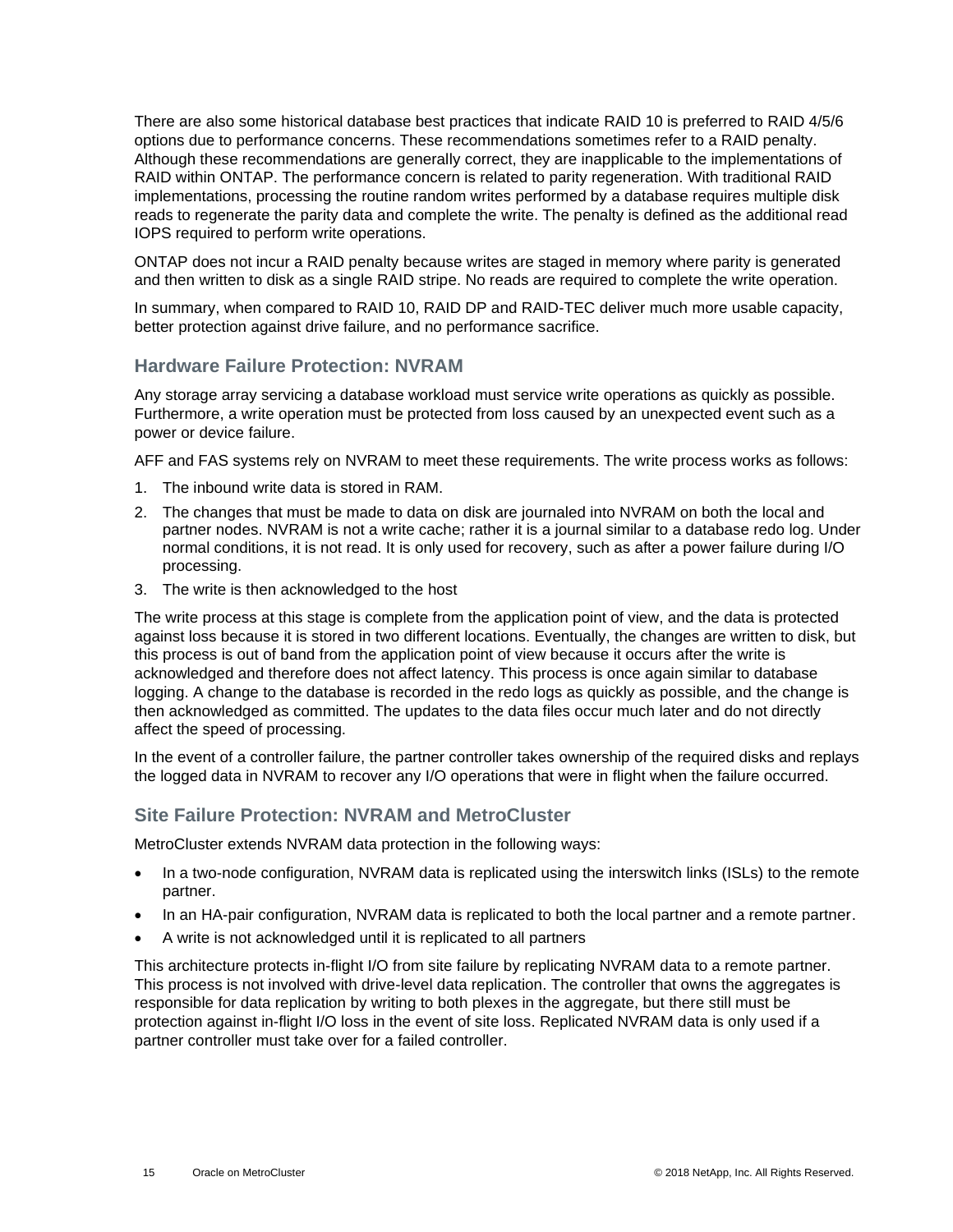There are also some historical database best practices that indicate RAID 10 is preferred to RAID 4/5/6 options due to performance concerns. These recommendations sometimes refer to a RAID penalty. Although these recommendations are generally correct, they are inapplicable to the implementations of RAID within ONTAP. The performance concern is related to parity regeneration. With traditional RAID implementations, processing the routine random writes performed by a database requires multiple disk reads to regenerate the parity data and complete the write. The penalty is defined as the additional read IOPS required to perform write operations.

ONTAP does not incur a RAID penalty because writes are staged in memory where parity is generated and then written to disk as a single RAID stripe. No reads are required to complete the write operation.

In summary, when compared to RAID 10, RAID DP and RAID-TEC deliver much more usable capacity, better protection against drive failure, and no performance sacrifice.

### Hardware Failure Protection: NVRAM

Any storage array servicing a database workload must service write operations as quickly as possible. Furthermore, a write operation must be protected from loss caused by an unexpected event such as a power or device failure.

AFF and FAS systems rely on NVRAM to meet these requirements. The write process works as follows:

1. The inbound write data is stored in RAM.
2. The changes that must be made to data on disk are journaled into NVRAM on both the local and partner nodes. NVRAM is not a write cache; rather it is a journal similar to a database redo log. Under normal conditions, it is not read. It is only used for recovery, such as after a power failure during I/O processing.
3. The write is then acknowledged to the host

The write process at this stage is complete from the application point of view, and the data is protected against loss because it is stored in two different locations. Eventually, the changes are written to disk, but this process is out of band from the application point of view because it occurs after the write is acknowledged and therefore does not affect latency. This process is once again similar to database logging. A change to the database is recorded in the redo logs as quickly as possible, and the change is then acknowledged as committed. The updates to the data files occur much later and do not directly affect the speed of processing.

In the event of a controller failure, the partner controller takes ownership of the required disks and replays the logged data in NVRAM to recover any I/O operations that were in flight when the failure occurred.

### Site Failure Protection: NVRAM and MetroCluster

MetroCluster extends NVRAM data protection in the following ways:

- In a two-node configuration, NVRAM data is replicated using the interswitch links (ISLs) to the remote partner.
- In an HA-pair configuration, NVRAM data is replicated to both the local partner and a remote partner.
- A write is not acknowledged until it is replicated to all partners

This architecture protects in-flight I/O from site failure by replicating NVRAM data to a remote partner. This process is not involved with drive-level data replication. The controller that owns the aggregates is responsible for data replication by writing to both plexes in the aggregate, but there still must be protection against in-flight I/O loss in the event of site loss. Replicated NVRAM data is only used if a partner controller must take over for a failed controller.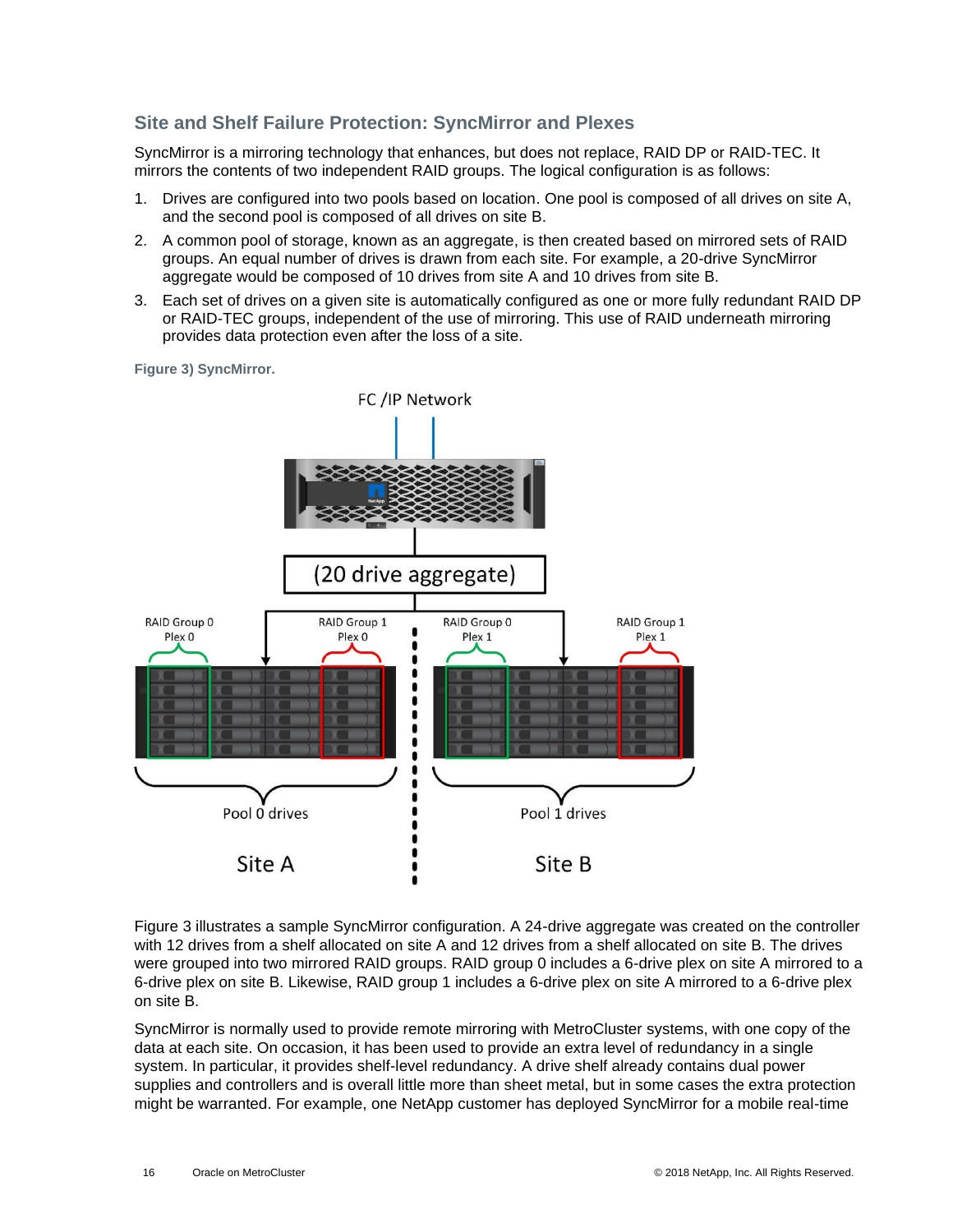### Site and Shelf Failure Protection: SyncMirror and Plexes

SyncMirror is a mirroring technology that enhances, but does not replace, RAID DP or RAID-TEC. It mirrors the contents of two independent RAID groups. The logical configuration is as follows:

1. Drives are configured into two pools based on location. One pool is composed of all drives on site A, and the second pool is composed of all drives on site B.
2. A common pool of storage, known as an aggregate, is then created based on mirrored sets of RAID groups. An equal number of drives is drawn from each site. For example, a 20-drive SyncMirror aggregate would be composed of 10 drives from site A and 10 drives from site B.
3. Each set of drives on a given site is automatically configured as one or more fully redundant RAID DP or RAID-TEC groups, independent of the use of mirroring. This use of RAID underneath mirroring provides data protection even after the loss of a site.

**Figure 3) SyncMirror.**

Figure 3 illustrates a sample SyncMirror configuration. A 24-drive aggregate was created on the controller with 12 drives from a shelf allocated on site A and 12 drives from a shelf allocated on site B. The drives were grouped into two mirrored RAID groups. RAID group 0 includes a 6-drive plex on site A mirrored to a 6-drive plex on site B. Likewise, RAID group 1 includes a 6-drive plex on site A mirrored to a 6-drive plex on site B.

SyncMirror is normally used to provide remote mirroring with MetroCluster systems, with one copy of the data at each site. On occasion, it has been used to provide an extra level of redundancy in a single system. In particular, it provides shelf-level redundancy. A drive shelf already contains dual power supplies and controllers and is overall little more than sheet metal, but in some cases the extra protection might be warranted. For example, one NetApp customer has deployed SyncMirror for a mobile real-time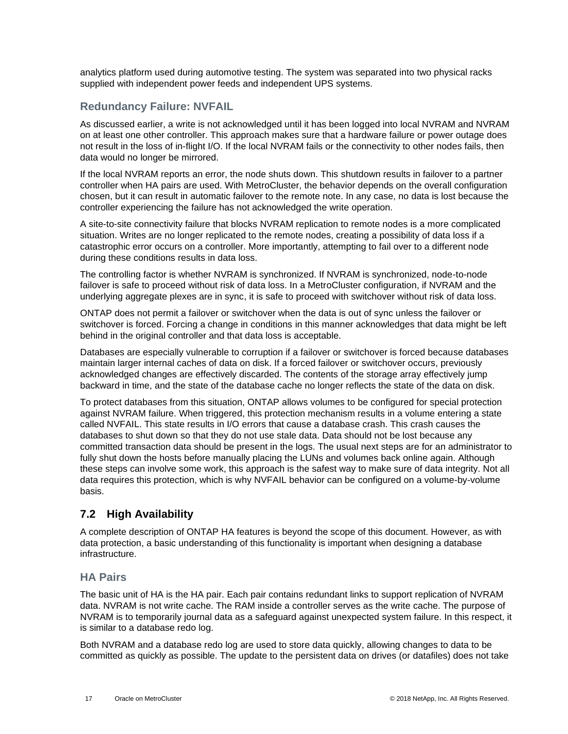analytics platform used during automotive testing. The system was separated into two physical racks supplied with independent power feeds and independent UPS systems.

### Redundancy Failure: NVFAIL

As discussed earlier, a write is not acknowledged until it has been logged into local NVRAM and NVRAM on at least one other controller. This approach makes sure that a hardware failure or power outage does not result in the loss of in-flight I/O. If the local NVRAM fails or the connectivity to other nodes fails, then data would no longer be mirrored.

If the local NVRAM reports an error, the node shuts down. This shutdown results in failover to a partner controller when HA pairs are used. With MetroCluster, the behavior depends on the overall configuration chosen, but it can result in automatic failover to the remote note. In any case, no data is lost because the controller experiencing the failure has not acknowledged the write operation.

A site-to-site connectivity failure that blocks NVRAM replication to remote nodes is a more complicated situation. Writes are no longer replicated to the remote nodes, creating a possibility of data loss if a catastrophic error occurs on a controller. More importantly, attempting to fail over to a different node during these conditions results in data loss.

The controlling factor is whether NVRAM is synchronized. If NVRAM is synchronized, node-to-node failover is safe to proceed without risk of data loss. In a MetroCluster configuration, if NVRAM and the underlying aggregate plexes are in sync, it is safe to proceed with switchover without risk of data loss.

ONTAP does not permit a failover or switchover when the data is out of sync unless the failover or switchover is forced. Forcing a change in conditions in this manner acknowledges that data might be left behind in the original controller and that data loss is acceptable.

Databases are especially vulnerable to corruption if a failover or switchover is forced because databases maintain larger internal caches of data on disk. If a forced failover or switchover occurs, previously acknowledged changes are effectively discarded. The contents of the storage array effectively jump backward in time, and the state of the database cache no longer reflects the state of the data on disk.

To protect databases from this situation, ONTAP allows volumes to be configured for special protection against NVRAM failure. When triggered, this protection mechanism results in a volume entering a state called NVFAIL. This state results in I/O errors that cause a database crash. This crash causes the databases to shut down so that they do not use stale data. Data should not be lost because any committed transaction data should be present in the logs. The usual next steps are for an administrator to fully shut down the hosts before manually placing the LUNs and volumes back online again. Although these steps can involve some work, this approach is the safest way to make sure of data integrity. Not all data requires this protection, which is why NVFAIL behavior can be configured on a volume-by-volume basis.

## 7.2 High Availability

A complete description of ONTAP HA features is beyond the scope of this document. However, as with data protection, a basic understanding of this functionality is important when designing a database infrastructure.

### HA Pairs

The basic unit of HA is the HA pair. Each pair contains redundant links to support replication of NVRAM data. NVRAM is not write cache. The RAM inside a controller serves as the write cache. The purpose of NVRAM is to temporarily journal data as a safeguard against unexpected system failure. In this respect, it is similar to a database redo log.

Both NVRAM and a database redo log are used to store data quickly, allowing changes to data to be committed as quickly as possible. The update to the persistent data on drives (or datafiles) does not take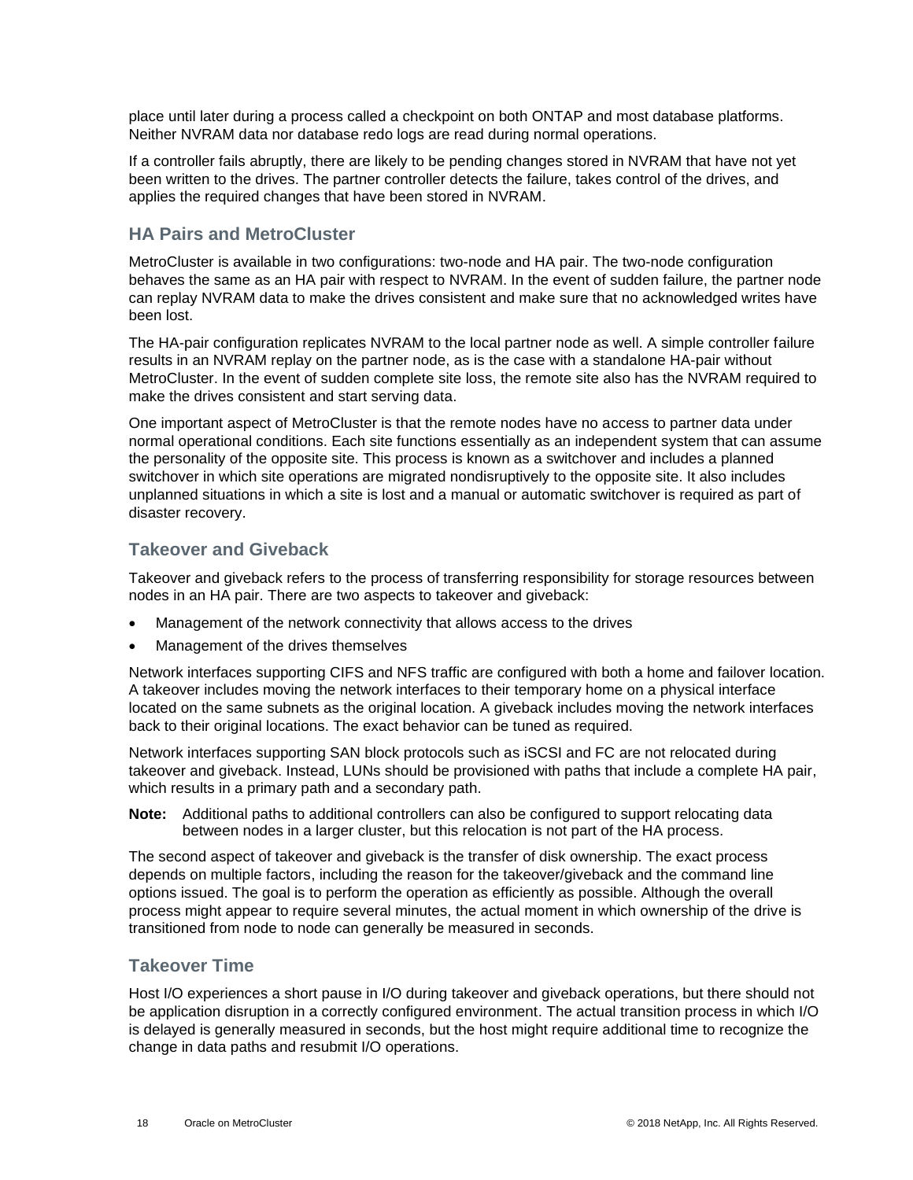place until later during a process called a checkpoint on both ONTAP and most database platforms. Neither NVRAM data nor database redo logs are read during normal operations.

If a controller fails abruptly, there are likely to be pending changes stored in NVRAM that have not yet been written to the drives. The partner controller detects the failure, takes control of the drives, and applies the required changes that have been stored in NVRAM.

### HA Pairs and MetroCluster

MetroCluster is available in two configurations: two-node and HA pair. The two-node configuration behaves the same as an HA pair with respect to NVRAM. In the event of sudden failure, the partner node can replay NVRAM data to make the drives consistent and make sure that no acknowledged writes have been lost.

The HA-pair configuration replicates NVRAM to the local partner node as well. A simple controller failure results in an NVRAM replay on the partner node, as is the case with a standalone HA-pair without MetroCluster. In the event of sudden complete site loss, the remote site also has the NVRAM required to make the drives consistent and start serving data.

One important aspect of MetroCluster is that the remote nodes have no access to partner data under normal operational conditions. Each site functions essentially as an independent system that can assume the personality of the opposite site. This process is known as a switchover and includes a planned switchover in which site operations are migrated nondisruptively to the opposite site. It also includes unplanned situations in which a site is lost and a manual or automatic switchover is required as part of disaster recovery.

### Takeover and Giveback

Takeover and giveback refers to the process of transferring responsibility for storage resources between nodes in an HA pair. There are two aspects to takeover and giveback:

- Management of the network connectivity that allows access to the drives
- Management of the drives themselves

Network interfaces supporting CIFS and NFS traffic are configured with both a home and failover location. A takeover includes moving the network interfaces to their temporary home on a physical interface located on the same subnets as the original location. A giveback includes moving the network interfaces back to their original locations. The exact behavior can be tuned as required.

Network interfaces supporting SAN block protocols such as iSCSI and FC are not relocated during takeover and giveback. Instead, LUNs should be provisioned with paths that include a complete HA pair, which results in a primary path and a secondary path.

**Note:** Additional paths to additional controllers can also be configured to support relocating data between nodes in a larger cluster, but this relocation is not part of the HA process.

The second aspect of takeover and giveback is the transfer of disk ownership. The exact process depends on multiple factors, including the reason for the takeover/giveback and the command line options issued. The goal is to perform the operation as efficiently as possible. Although the overall process might appear to require several minutes, the actual moment in which ownership of the drive is transitioned from node to node can generally be measured in seconds.

### Takeover Time

Host I/O experiences a short pause in I/O during takeover and giveback operations, but there should not be application disruption in a correctly configured environment. The actual transition process in which I/O is delayed is generally measured in seconds, but the host might require additional time to recognize the change in data paths and resubmit I/O operations.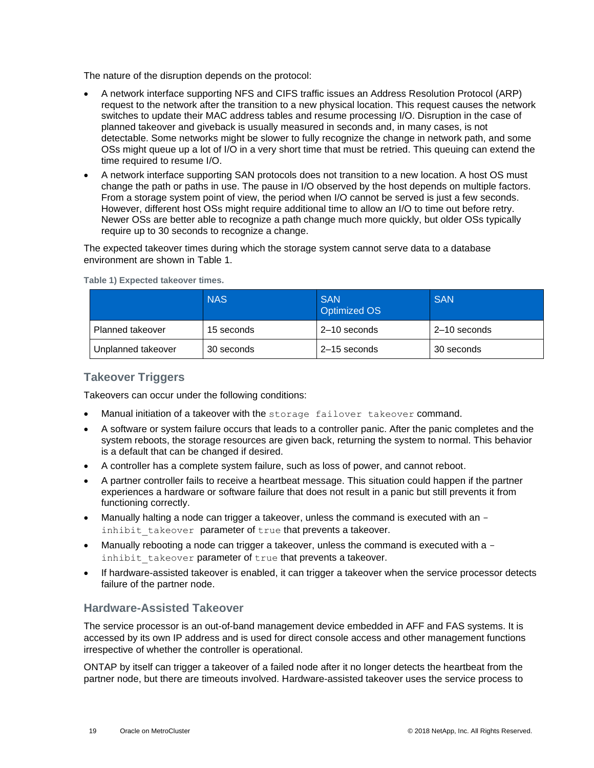The nature of the disruption depends on the protocol:

- A network interface supporting NFS and CIFS traffic issues an Address Resolution Protocol (ARP) request to the network after the transition to a new physical location. This request causes the network switches to update their MAC address tables and resume processing I/O. Disruption in the case of planned takeover and giveback is usually measured in seconds and, in many cases, is not detectable. Some networks might be slower to fully recognize the change in network path, and some OSs might queue up a lot of I/O in a very short time that must be retried. This queuing can extend the time required to resume I/O.
- A network interface supporting SAN protocols does not transition to a new location. A host OS must change the path or paths in use. The pause in I/O observed by the host depends on multiple factors. From a storage system point of view, the period when I/O cannot be served is just a few seconds. However, different host OSs might require additional time to allow an I/O to time out before retry. Newer OSs are better able to recognize a path change much more quickly, but older OSs typically require up to 30 seconds to recognize a change.

The expected takeover times during which the storage system cannot serve data to a database environment are shown in Table 1.

**Table 1) Expected takeover times.**

| | NAS | SAN Optimized OS | SAN |
|---|---|---|---|
| Planned takeover | 15 seconds | 2–10 seconds | 2–10 seconds |
| Unplanned takeover | 30 seconds | 2–15 seconds | 30 seconds |

### Takeover Triggers

Takeovers can occur under the following conditions:

- Manual initiation of a takeover with the `storage failover takeover` command.
- A software or system failure occurs that leads to a controller panic. After the panic completes and the system reboots, the storage resources are given back, returning the system to normal. This behavior is a default that can be changed if desired.
- A controller has a complete system failure, such as loss of power, and cannot reboot.
- A partner controller fails to receive a heartbeat message. This situation could happen if the partner experiences a hardware or software failure that does not result in a panic but still prevents it from functioning correctly.
- Manually halting a node can trigger a takeover, unless the command is executed with an `-inhibit_takeover` parameter of `true` that prevents a takeover.
- Manually rebooting a node can trigger a takeover, unless the command is executed with a `-inhibit_takeover` parameter of `true` that prevents a takeover.
- If hardware-assisted takeover is enabled, it can trigger a takeover when the service processor detects failure of the partner node.

### Hardware-Assisted Takeover

The service processor is an out-of-band management device embedded in AFF and FAS systems. It is accessed by its own IP address and is used for direct console access and other management functions irrespective of whether the controller is operational.

ONTAP by itself can trigger a takeover of a failed node after it no longer detects the heartbeat from the partner node, but there are timeouts involved. Hardware-assisted takeover uses the service process to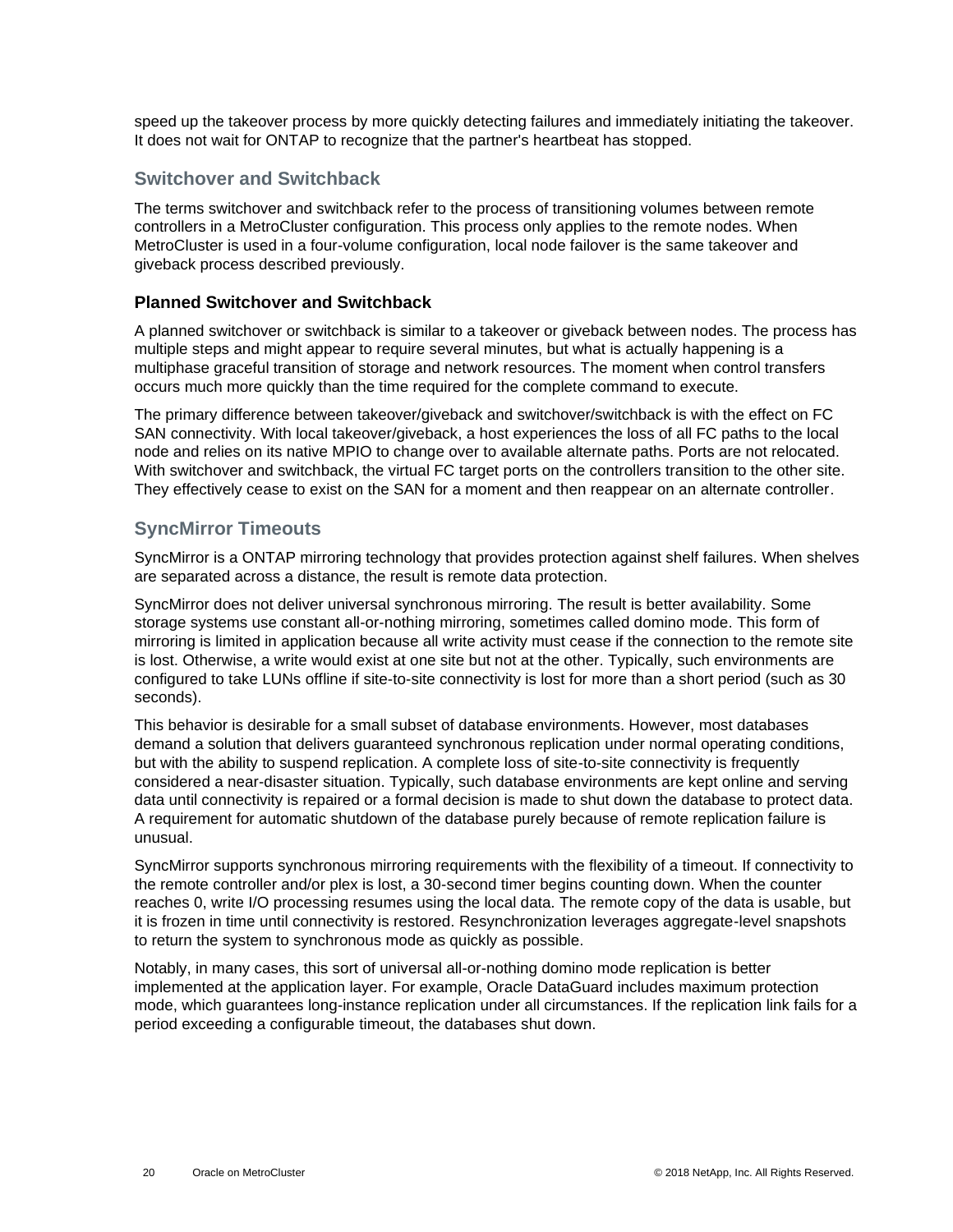speed up the takeover process by more quickly detecting failures and immediately initiating the takeover. It does not wait for ONTAP to recognize that the partner's heartbeat has stopped.

## Switchover and Switchback

The terms switchover and switchback refer to the process of transitioning volumes between remote controllers in a MetroCluster configuration. This process only applies to the remote nodes. When MetroCluster is used in a four-volume configuration, local node failover is the same takeover and giveback process described previously.

### Planned Switchover and Switchback

A planned switchover or switchback is similar to a takeover or giveback between nodes. The process has multiple steps and might appear to require several minutes, but what is actually happening is a multiphase graceful transition of storage and network resources. The moment when control transfers occurs much more quickly than the time required for the complete command to execute.

The primary difference between takeover/giveback and switchover/switchback is with the effect on FC SAN connectivity. With local takeover/giveback, a host experiences the loss of all FC paths to the local node and relies on its native MPIO to change over to available alternate paths. Ports are not relocated. With switchover and switchback, the virtual FC target ports on the controllers transition to the other site. They effectively cease to exist on the SAN for a moment and then reappear on an alternate controller.

## SyncMirror Timeouts

SyncMirror is a ONTAP mirroring technology that provides protection against shelf failures. When shelves are separated across a distance, the result is remote data protection.

SyncMirror does not deliver universal synchronous mirroring. The result is better availability. Some storage systems use constant all-or-nothing mirroring, sometimes called domino mode. This form of mirroring is limited in application because all write activity must cease if the connection to the remote site is lost. Otherwise, a write would exist at one site but not at the other. Typically, such environments are configured to take LUNs offline if site-to-site connectivity is lost for more than a short period (such as 30 seconds).

This behavior is desirable for a small subset of database environments. However, most databases demand a solution that delivers guaranteed synchronous replication under normal operating conditions, but with the ability to suspend replication. A complete loss of site-to-site connectivity is frequently considered a near-disaster situation. Typically, such database environments are kept online and serving data until connectivity is repaired or a formal decision is made to shut down the database to protect data. A requirement for automatic shutdown of the database purely because of remote replication failure is unusual.

SyncMirror supports synchronous mirroring requirements with the flexibility of a timeout. If connectivity to the remote controller and/or plex is lost, a 30-second timer begins counting down. When the counter reaches 0, write I/O processing resumes using the local data. The remote copy of the data is usable, but it is frozen in time until connectivity is restored. Resynchronization leverages aggregate-level snapshots to return the system to synchronous mode as quickly as possible.

Notably, in many cases, this sort of universal all-or-nothing domino mode replication is better implemented at the application layer. For example, Oracle DataGuard includes maximum protection mode, which guarantees long-instance replication under all circumstances. If the replication link fails for a period exceeding a configurable timeout, the databases shut down.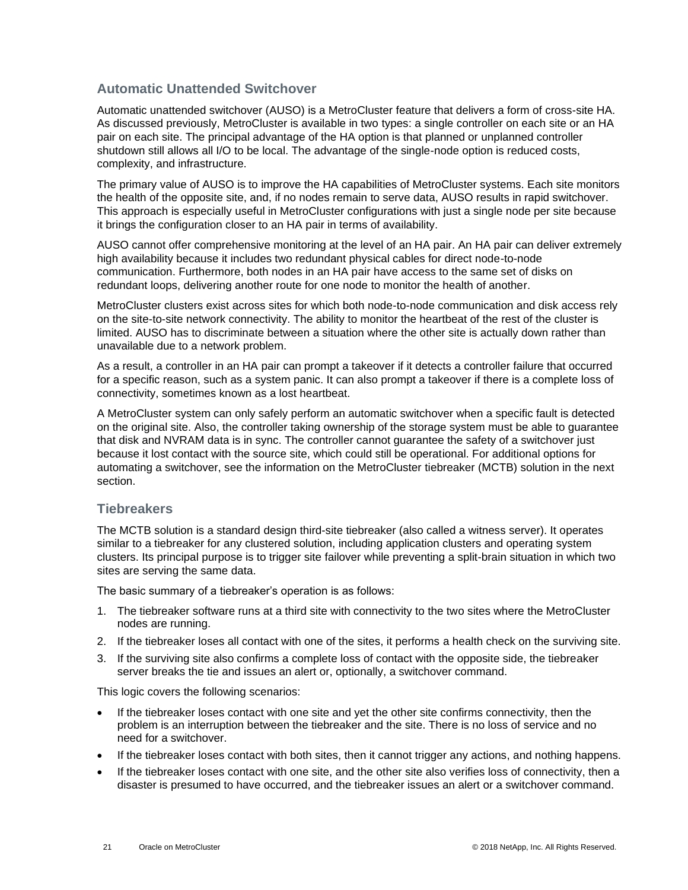## Automatic Unattended Switchover

Automatic unattended switchover (AUSO) is a MetroCluster feature that delivers a form of cross-site HA. As discussed previously, MetroCluster is available in two types: a single controller on each site or an HA pair on each site. The principal advantage of the HA option is that planned or unplanned controller shutdown still allows all I/O to be local. The advantage of the single-node option is reduced costs, complexity, and infrastructure.

The primary value of AUSO is to improve the HA capabilities of MetroCluster systems. Each site monitors the health of the opposite site, and, if no nodes remain to serve data, AUSO results in rapid switchover. This approach is especially useful in MetroCluster configurations with just a single node per site because it brings the configuration closer to an HA pair in terms of availability.

AUSO cannot offer comprehensive monitoring at the level of an HA pair. An HA pair can deliver extremely high availability because it includes two redundant physical cables for direct node-to-node communication. Furthermore, both nodes in an HA pair have access to the same set of disks on redundant loops, delivering another route for one node to monitor the health of another.

MetroCluster clusters exist across sites for which both node-to-node communication and disk access rely on the site-to-site network connectivity. The ability to monitor the heartbeat of the rest of the cluster is limited. AUSO has to discriminate between a situation where the other site is actually down rather than unavailable due to a network problem.

As a result, a controller in an HA pair can prompt a takeover if it detects a controller failure that occurred for a specific reason, such as a system panic. It can also prompt a takeover if there is a complete loss of connectivity, sometimes known as a lost heartbeat.

A MetroCluster system can only safely perform an automatic switchover when a specific fault is detected on the original site. Also, the controller taking ownership of the storage system must be able to guarantee that disk and NVRAM data is in sync. The controller cannot guarantee the safety of a switchover just because it lost contact with the source site, which could still be operational. For additional options for automating a switchover, see the information on the MetroCluster tiebreaker (MCTB) solution in the next section.

## Tiebreakers

The MCTB solution is a standard design third-site tiebreaker (also called a witness server). It operates similar to a tiebreaker for any clustered solution, including application clusters and operating system clusters. Its principal purpose is to trigger site failover while preventing a split-brain situation in which two sites are serving the same data.

The basic summary of a tiebreaker's operation is as follows:

1. The tiebreaker software runs at a third site with connectivity to the two sites where the MetroCluster nodes are running.
2. If the tiebreaker loses all contact with one of the sites, it performs a health check on the surviving site.
3. If the surviving site also confirms a complete loss of contact with the opposite side, the tiebreaker server breaks the tie and issues an alert or, optionally, a switchover command.

This logic covers the following scenarios:

- If the tiebreaker loses contact with one site and yet the other site confirms connectivity, then the problem is an interruption between the tiebreaker and the site. There is no loss of service and no need for a switchover.
- If the tiebreaker loses contact with both sites, then it cannot trigger any actions, and nothing happens.
- If the tiebreaker loses contact with one site, and the other site also verifies loss of connectivity, then a disaster is presumed to have occurred, and the tiebreaker issues an alert or a switchover command.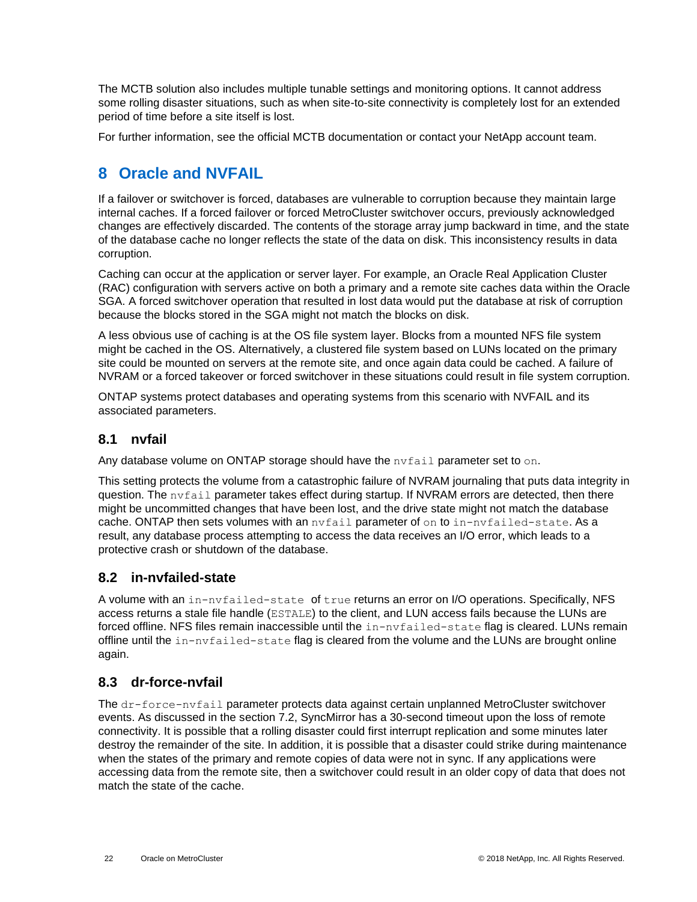The MCTB solution also includes multiple tunable settings and monitoring options. It cannot address some rolling disaster situations, such as when site-to-site connectivity is completely lost for an extended period of time before a site itself is lost.

For further information, see the official MCTB documentation or contact your NetApp account team.

# 8 Oracle and NVFAIL

If a failover or switchover is forced, databases are vulnerable to corruption because they maintain large internal caches. If a forced failover or forced MetroCluster switchover occurs, previously acknowledged changes are effectively discarded. The contents of the storage array jump backward in time, and the state of the database cache no longer reflects the state of the data on disk. This inconsistency results in data corruption.

Caching can occur at the application or server layer. For example, an Oracle Real Application Cluster (RAC) configuration with servers active on both a primary and a remote site caches data within the Oracle SGA. A forced switchover operation that resulted in lost data would put the database at risk of corruption because the blocks stored in the SGA might not match the blocks on disk.

A less obvious use of caching is at the OS file system layer. Blocks from a mounted NFS file system might be cached in the OS. Alternatively, a clustered file system based on LUNs located on the primary site could be mounted on servers at the remote site, and once again data could be cached. A failure of NVRAM or a forced takeover or forced switchover in these situations could result in file system corruption.

ONTAP systems protect databases and operating systems from this scenario with NVFAIL and its associated parameters.

## 8.1 nvfail

Any database volume on ONTAP storage should have the `nvfail` parameter set to `on`.

This setting protects the volume from a catastrophic failure of NVRAM journaling that puts data integrity in question. The `nvfail` parameter takes effect during startup. If NVRAM errors are detected, then there might be uncommitted changes that have been lost, and the drive state might not match the database cache. ONTAP then sets volumes with an `nvfail` parameter of `on` to `in-nvfailed-state`. As a result, any database process attempting to access the data receives an I/O error, which leads to a protective crash or shutdown of the database.

## 8.2 in-nvfailed-state

A volume with an `in-nvfailed-state` of `true` returns an error on I/O operations. Specifically, NFS access returns a stale file handle (`ESTALE`) to the client, and LUN access fails because the LUNs are forced offline. NFS files remain inaccessible until the `in-nvfailed-state` flag is cleared. LUNs remain offline until the `in-nvfailed-state` flag is cleared from the volume and the LUNs are brought online again.

## 8.3 dr-force-nvfail

The `dr-force-nvfail` parameter protects data against certain unplanned MetroCluster switchover events. As discussed in the section 7.2, SyncMirror has a 30-second timeout upon the loss of remote connectivity. It is possible that a rolling disaster could first interrupt replication and some minutes later destroy the remainder of the site. In addition, it is possible that a disaster could strike during maintenance when the states of the primary and remote copies of data were not in sync. If any applications were accessing data from the remote site, then a switchover could result in an older copy of data that does not match the state of the cache.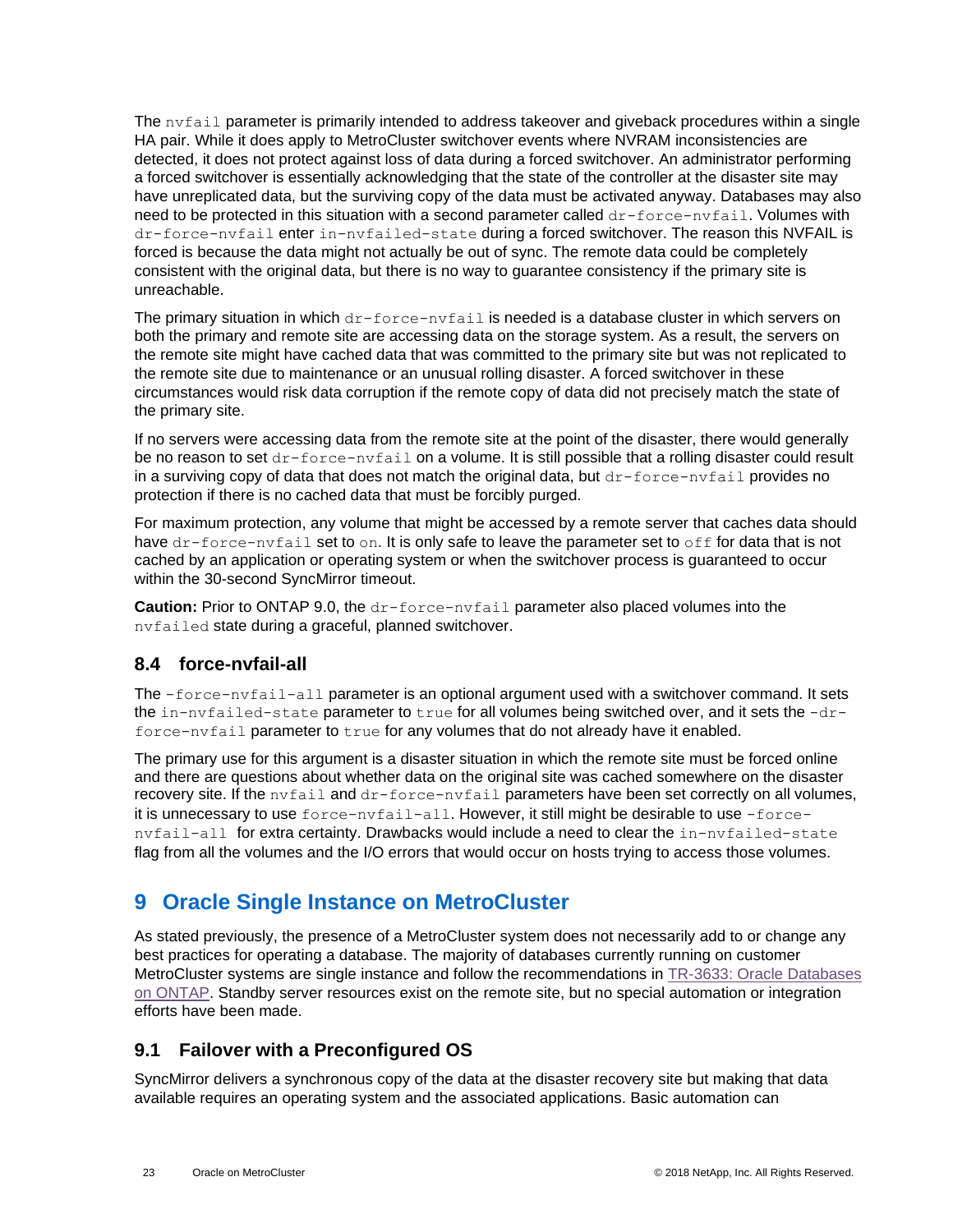The `nvfail` parameter is primarily intended to address takeover and giveback procedures within a single HA pair. While it does apply to MetroCluster switchover events where NVRAM inconsistencies are detected, it does not protect against loss of data during a forced switchover. An administrator performing a forced switchover is essentially acknowledging that the state of the controller at the disaster site may have unreplicated data, but the surviving copy of the data must be activated anyway. Databases may also need to be protected in this situation with a second parameter called `dr-force-nvfail`. Volumes with `dr-force-nvfail` enter `in-nvfailed-state` during a forced switchover. The reason this NVFAIL is forced is because the data might not actually be out of sync. The remote data could be completely consistent with the original data, but there is no way to guarantee consistency if the primary site is unreachable.

The primary situation in which `dr-force-nvfail` is needed is a database cluster in which servers on both the primary and remote site are accessing data on the storage system. As a result, the servers on the remote site might have cached data that was committed to the primary site but was not replicated to the remote site due to maintenance or an unusual rolling disaster. A forced switchover in these circumstances would risk data corruption if the remote copy of data did not precisely match the state of the primary site.

If no servers were accessing data from the remote site at the point of the disaster, there would generally be no reason to set `dr-force-nvfail` on a volume. It is still possible that a rolling disaster could result in a surviving copy of data that does not match the original data, but `dr-force-nvfail` provides no protection if there is no cached data that must be forcibly purged.

For maximum protection, any volume that might be accessed by a remote server that caches data should have `dr-force-nvfail` set to `on`. It is only safe to leave the parameter set to `off` for data that is not cached by an application or operating system or when the switchover process is guaranteed to occur within the 30-second SyncMirror timeout.

**Caution:** Prior to ONTAP 9.0, the `dr-force-nvfail` parameter also placed volumes into the `nvfailed` state during a graceful, planned switchover.

### 8.4 force-nvfail-all

The `-force-nvfail-all` parameter is an optional argument used with a switchover command. It sets the `in-nvfailed-state` parameter to `true` for all volumes being switched over, and it sets the `-dr-force-nvfail` parameter to `true` for any volumes that do not already have it enabled.

The primary use for this argument is a disaster situation in which the remote site must be forced online and there are questions about whether data on the original site was cached somewhere on the disaster recovery site. If the `nvfail` and `dr-force-nvfail` parameters have been set correctly on all volumes, it is unnecessary to use `force-nvfail-all`. However, it still might be desirable to use `-force-nvfail-all` for extra certainty. Drawbacks would include a need to clear the `in-nvfailed-state` flag from all the volumes and the I/O errors that would occur on hosts trying to access those volumes.

## 9 Oracle Single Instance on MetroCluster

As stated previously, the presence of a MetroCluster system does not necessarily add to or change any best practices for operating a database. The majority of databases currently running on customer MetroCluster systems are single instance and follow the recommendations in [TR-3633: Oracle Databases on ONTAP](). Standby server resources exist on the remote site, but no special automation or integration efforts have been made.

### 9.1 Failover with a Preconfigured OS

SyncMirror delivers a synchronous copy of the data at the disaster recovery site but making that data available requires an operating system and the associated applications. Basic automation can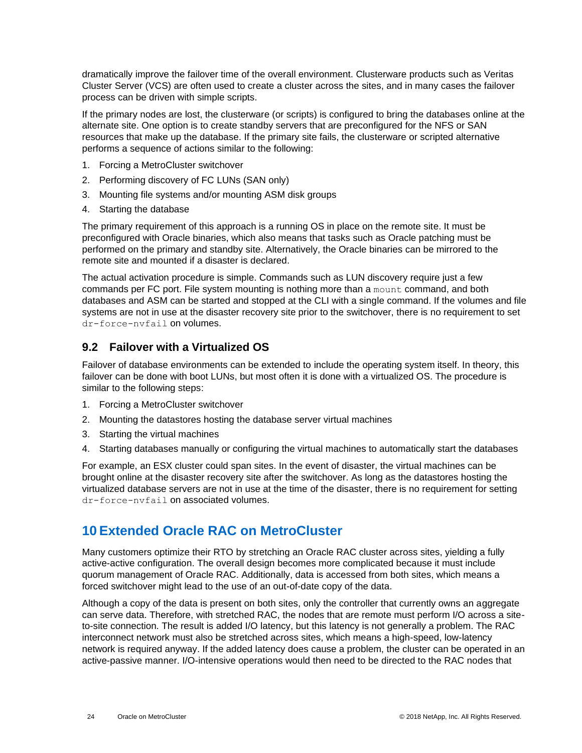dramatically improve the failover time of the overall environment. Clusterware products such as Veritas Cluster Server (VCS) are often used to create a cluster across the sites, and in many cases the failover process can be driven with simple scripts.

If the primary nodes are lost, the clusterware (or scripts) is configured to bring the databases online at the alternate site. One option is to create standby servers that are preconfigured for the NFS or SAN resources that make up the database. If the primary site fails, the clusterware or scripted alternative performs a sequence of actions similar to the following:

1. Forcing a MetroCluster switchover
2. Performing discovery of FC LUNs (SAN only)
3. Mounting file systems and/or mounting ASM disk groups
4. Starting the database

The primary requirement of this approach is a running OS in place on the remote site. It must be preconfigured with Oracle binaries, which also means that tasks such as Oracle patching must be performed on the primary and standby site. Alternatively, the Oracle binaries can be mirrored to the remote site and mounted if a disaster is declared.

The actual activation procedure is simple. Commands such as LUN discovery require just a few commands per FC port. File system mounting is nothing more than a `mount` command, and both databases and ASM can be started and stopped at the CLI with a single command. If the volumes and file systems are not in use at the disaster recovery site prior to the switchover, there is no requirement to set `dr-force-nvfail` on volumes.

### 9.2 Failover with a Virtualized OS

Failover of database environments can be extended to include the operating system itself. In theory, this failover can be done with boot LUNs, but most often it is done with a virtualized OS. The procedure is similar to the following steps:

1. Forcing a MetroCluster switchover
2. Mounting the datastores hosting the database server virtual machines
3. Starting the virtual machines
4. Starting databases manually or configuring the virtual machines to automatically start the databases

For example, an ESX cluster could span sites. In the event of disaster, the virtual machines can be brought online at the disaster recovery site after the switchover. As long as the datastores hosting the virtualized database servers are not in use at the time of the disaster, there is no requirement for setting `dr-force-nvfail` on associated volumes.

## 10 Extended Oracle RAC on MetroCluster

Many customers optimize their RTO by stretching an Oracle RAC cluster across sites, yielding a fully active-active configuration. The overall design becomes more complicated because it must include quorum management of Oracle RAC. Additionally, data is accessed from both sites, which means a forced switchover might lead to the use of an out-of-date copy of the data.

Although a copy of the data is present on both sites, only the controller that currently owns an aggregate can serve data. Therefore, with stretched RAC, the nodes that are remote must perform I/O across a site-to-site connection. The result is added I/O latency, but this latency is not generally a problem. The RAC interconnect network must also be stretched across sites, which means a high-speed, low-latency network is required anyway. If the added latency does cause a problem, the cluster can be operated in an active-passive manner. I/O-intensive operations would then need to be directed to the RAC nodes that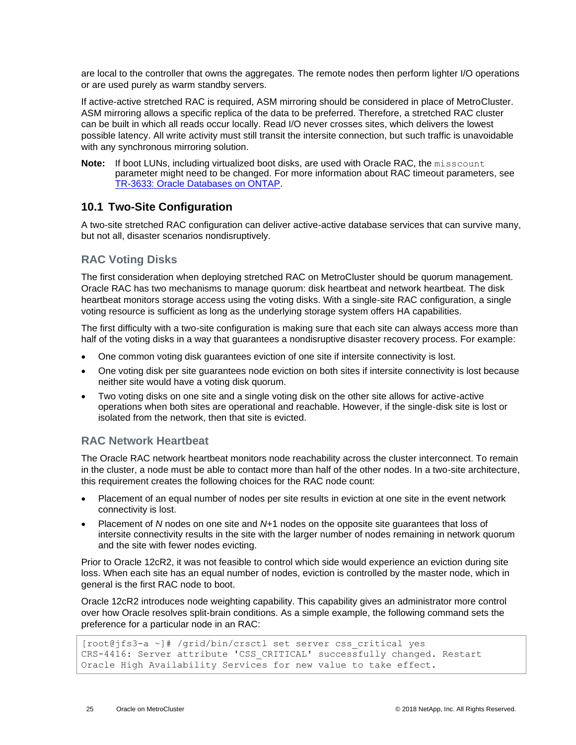are local to the controller that owns the aggregates. The remote nodes then perform lighter I/O operations or are used purely as warm standby servers.

If active-active stretched RAC is required, ASM mirroring should be considered in place of MetroCluster. ASM mirroring allows a specific replica of the data to be preferred. Therefore, a stretched RAC cluster can be built in which all reads occur locally. Read I/O never crosses sites, which delivers the lowest possible latency. All write activity must still transit the intersite connection, but such traffic is unavoidable with any synchronous mirroring solution.

**Note:** If boot LUNs, including virtualized boot disks, are used with Oracle RAC, the `misscount` parameter might need to be changed. For more information about RAC timeout parameters, see [TR-3633: Oracle Databases on ONTAP](TR-3633: Oracle Databases on ONTAP).

## 10.1 Two-Site Configuration

A two-site stretched RAC configuration can deliver active-active database services that can survive many, but not all, disaster scenarios nondisruptively.

### RAC Voting Disks

The first consideration when deploying stretched RAC on MetroCluster should be quorum management. Oracle RAC has two mechanisms to manage quorum: disk heartbeat and network heartbeat. The disk heartbeat monitors storage access using the voting disks. With a single-site RAC configuration, a single voting resource is sufficient as long as the underlying storage system offers HA capabilities.

The first difficulty with a two-site configuration is making sure that each site can always access more than half of the voting disks in a way that guarantees a nondisruptive disaster recovery process. For example:

- One common voting disk guarantees eviction of one site if intersite connectivity is lost.
- One voting disk per site guarantees node eviction on both sites if intersite connectivity is lost because neither site would have a voting disk quorum.
- Two voting disks on one site and a single voting disk on the other site allows for active-active operations when both sites are operational and reachable. However, if the single-disk site is lost or isolated from the network, then that site is evicted.

### RAC Network Heartbeat

The Oracle RAC network heartbeat monitors node reachability across the cluster interconnect. To remain in the cluster, a node must be able to contact more than half of the other nodes. In a two-site architecture, this requirement creates the following choices for the RAC node count:

- Placement of an equal number of nodes per site results in eviction at one site in the event network connectivity is lost.
- Placement of *N* nodes on one site and *N*+1 nodes on the opposite site guarantees that loss of intersite connectivity results in the site with the larger number of nodes remaining in network quorum and the site with fewer nodes evicting.

Prior to Oracle 12cR2, it was not feasible to control which side would experience an eviction during site loss. When each site has an equal number of nodes, eviction is controlled by the master node, which in general is the first RAC node to boot.

Oracle 12cR2 introduces node weighting capability. This capability gives an administrator more control over how Oracle resolves split-brain conditions. As a simple example, the following command sets the preference for a particular node in an RAC:

```
[root@jfs3-a ~]# /grid/bin/crsctl set server css_critical yes
CRS-4416: Server attribute 'CSS_CRITICAL' successfully changed. Restart
Oracle High Availability Services for new value to take effect.
```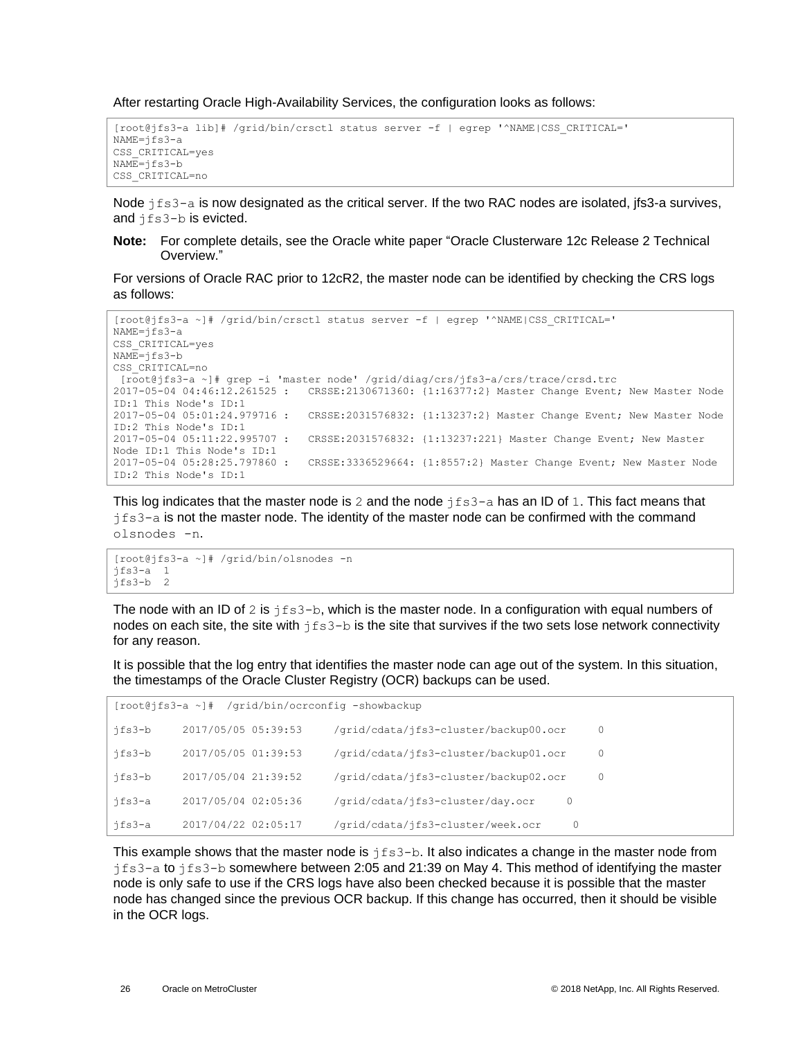After restarting Oracle High-Availability Services, the configuration looks as follows:

```
[root@jfs3-a lib]# /grid/bin/crsctl status server -f | egrep '^NAME|CSS_CRITICAL='
NAME=jfs3-a
CSS_CRITICAL=yes
NAME=jfs3-b
CSS_CRITICAL=no
```

Node `jfs3-a` is now designated as the critical server. If the two RAC nodes are isolated, jfs3-a survives, and `jfs3-b` is evicted.

**Note:** For complete details, see the Oracle white paper "Oracle Clusterware 12c Release 2 Technical Overview."

For versions of Oracle RAC prior to 12cR2, the master node can be identified by checking the CRS logs as follows:

```
[root@jfs3-a ~]# /grid/bin/crsctl status server -f | egrep '^NAME|CSS_CRITICAL='
NAME=jfs3-a
CSS_CRITICAL=yes
NAME=jfs3-b
CSS_CRITICAL=no
 [root@jfs3-a ~]# grep -i 'master node' /grid/diag/crs/jfs3-a/crs/trace/crsd.trc
2017-05-04 04:46:12.261525 :   CRSSE:2130671360: {1:16377:2} Master Change Event; New Master Node
ID:1 This Node's ID:1
2017-05-04 05:01:24.979716 :   CRSSE:2031576832: {1:13237:2} Master Change Event; New Master Node
ID:2 This Node's ID:1
2017-05-04 05:11:22.995707 :   CRSSE:2031576832: {1:13237:221} Master Change Event; New Master
Node ID:1 This Node's ID:1
2017-05-04 05:28:25.797860 :   CRSSE:3336529664: {1:8557:2} Master Change Event; New Master Node
ID:2 This Node's ID:1
```

This log indicates that the master node is `2` and the node `jfs3-a` has an ID of `1`. This fact means that `jfs3-a` is not the master node. The identity of the master node can be confirmed with the command `olsnodes -n`.

```
[root@jfs3-a ~]# /grid/bin/olsnodes -n
jfs3-a  1
jfs3-b  2
```

The node with an ID of `2` is `jfs3-b`, which is the master node. In a configuration with equal numbers of nodes on each site, the site with `jfs3-b` is the site that survives if the two sets lose network connectivity for any reason.

It is possible that the log entry that identifies the master node can age out of the system. In this situation, the timestamps of the Oracle Cluster Registry (OCR) backups can be used.

```
[root@jfs3-a ~]#  /grid/bin/ocrconfig -showbackup

jfs3-b     2017/05/05 05:39:53     /grid/cdata/jfs3-cluster/backup00.ocr     0

jfs3-b     2017/05/05 01:39:53     /grid/cdata/jfs3-cluster/backup01.ocr     0

jfs3-b     2017/05/04 21:39:52     /grid/cdata/jfs3-cluster/backup02.ocr     0

jfs3-a     2017/05/04 02:05:36     /grid/cdata/jfs3-cluster/day.ocr     0

jfs3-a     2017/04/22 02:05:17     /grid/cdata/jfs3-cluster/week.ocr     0
```

This example shows that the master node is `jfs3-b`. It also indicates a change in the master node from `jfs3-a` to `jfs3-b` somewhere between 2:05 and 21:39 on May 4. This method of identifying the master node is only safe to use if the CRS logs have also been checked because it is possible that the master node has changed since the previous OCR backup. If this change has occurred, then it should be visible in the OCR logs.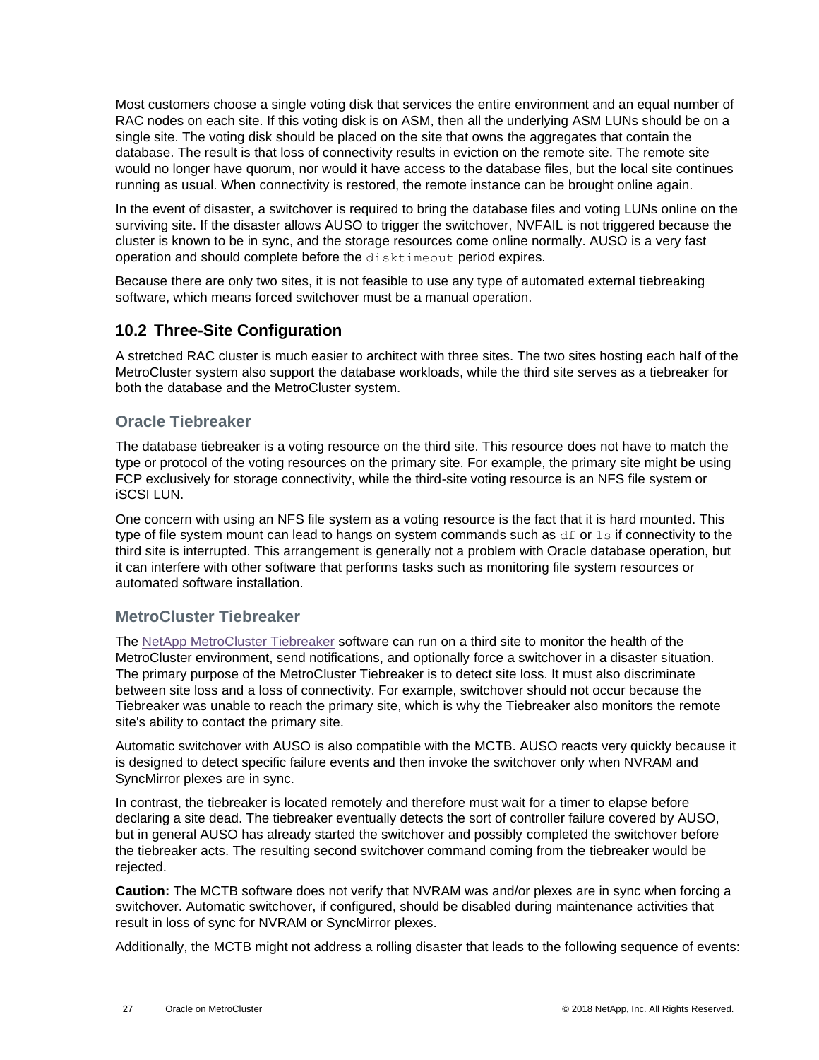Most customers choose a single voting disk that services the entire environment and an equal number of RAC nodes on each site. If this voting disk is on ASM, then all the underlying ASM LUNs should be on a single site. The voting disk should be placed on the site that owns the aggregates that contain the database. The result is that loss of connectivity results in eviction on the remote site. The remote site would no longer have quorum, nor would it have access to the database files, but the local site continues running as usual. When connectivity is restored, the remote instance can be brought online again.

In the event of disaster, a switchover is required to bring the database files and voting LUNs online on the surviving site. If the disaster allows AUSO to trigger the switchover, NVFAIL is not triggered because the cluster is known to be in sync, and the storage resources come online normally. AUSO is a very fast operation and should complete before the `disktimeout` period expires.

Because there are only two sites, it is not feasible to use any type of automated external tiebreaking software, which means forced switchover must be a manual operation.

## 10.2 Three-Site Configuration

A stretched RAC cluster is much easier to architect with three sites. The two sites hosting each half of the MetroCluster system also support the database workloads, while the third site serves as a tiebreaker for both the database and the MetroCluster system.

### Oracle Tiebreaker

The database tiebreaker is a voting resource on the third site. This resource does not have to match the type or protocol of the voting resources on the primary site. For example, the primary site might be using FCP exclusively for storage connectivity, while the third-site voting resource is an NFS file system or iSCSI LUN.

One concern with using an NFS file system as a voting resource is the fact that it is hard mounted. This type of file system mount can lead to hangs on system commands such as `df` or `ls` if connectivity to the third site is interrupted. This arrangement is generally not a problem with Oracle database operation, but it can interfere with other software that performs tasks such as monitoring file system resources or automated software installation.

### MetroCluster Tiebreaker

The NetApp MetroCluster Tiebreaker software can run on a third site to monitor the health of the MetroCluster environment, send notifications, and optionally force a switchover in a disaster situation. The primary purpose of the MetroCluster Tiebreaker is to detect site loss. It must also discriminate between site loss and a loss of connectivity. For example, switchover should not occur because the Tiebreaker was unable to reach the primary site, which is why the Tiebreaker also monitors the remote site's ability to contact the primary site.

Automatic switchover with AUSO is also compatible with the MCTB. AUSO reacts very quickly because it is designed to detect specific failure events and then invoke the switchover only when NVRAM and SyncMirror plexes are in sync.

In contrast, the tiebreaker is located remotely and therefore must wait for a timer to elapse before declaring a site dead. The tiebreaker eventually detects the sort of controller failure covered by AUSO, but in general AUSO has already started the switchover and possibly completed the switchover before the tiebreaker acts. The resulting second switchover command coming from the tiebreaker would be rejected.

**Caution:** The MCTB software does not verify that NVRAM was and/or plexes are in sync when forcing a switchover. Automatic switchover, if configured, should be disabled during maintenance activities that result in loss of sync for NVRAM or SyncMirror plexes.

Additionally, the MCTB might not address a rolling disaster that leads to the following sequence of events: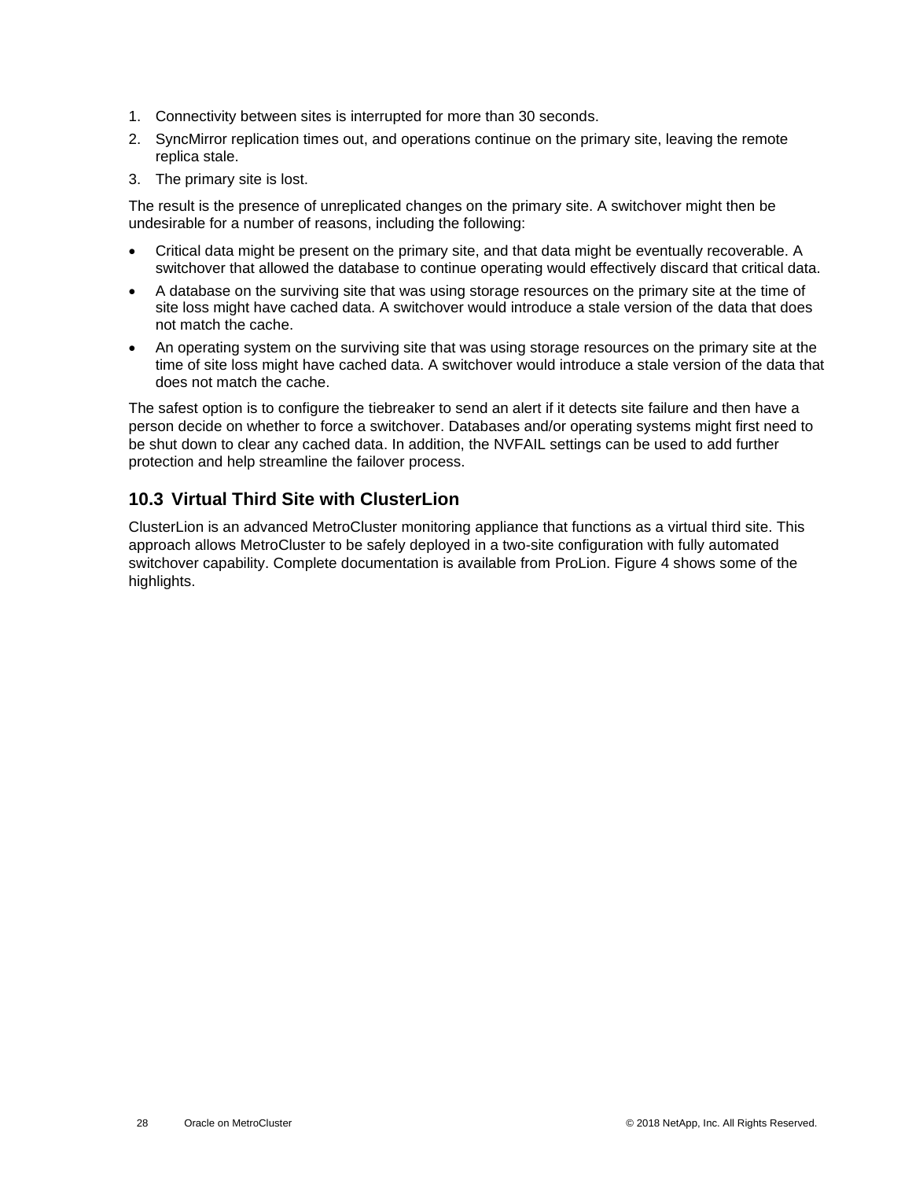1. Connectivity between sites is interrupted for more than 30 seconds.
2. SyncMirror replication times out, and operations continue on the primary site, leaving the remote replica stale.
3. The primary site is lost.

The result is the presence of unreplicated changes on the primary site. A switchover might then be undesirable for a number of reasons, including the following:

- Critical data might be present on the primary site, and that data might be eventually recoverable. A switchover that allowed the database to continue operating would effectively discard that critical data.
- A database on the surviving site that was using storage resources on the primary site at the time of site loss might have cached data. A switchover would introduce a stale version of the data that does not match the cache.
- An operating system on the surviving site that was using storage resources on the primary site at the time of site loss might have cached data. A switchover would introduce a stale version of the data that does not match the cache.

The safest option is to configure the tiebreaker to send an alert if it detects site failure and then have a person decide on whether to force a switchover. Databases and/or operating systems might first need to be shut down to clear any cached data. In addition, the NVFAIL settings can be used to add further protection and help streamline the failover process.

## 10.3 Virtual Third Site with ClusterLion

ClusterLion is an advanced MetroCluster monitoring appliance that functions as a virtual third site. This approach allows MetroCluster to be safely deployed in a two-site configuration with fully automated switchover capability. Complete documentation is available from ProLion. Figure 4 shows some of the highlights.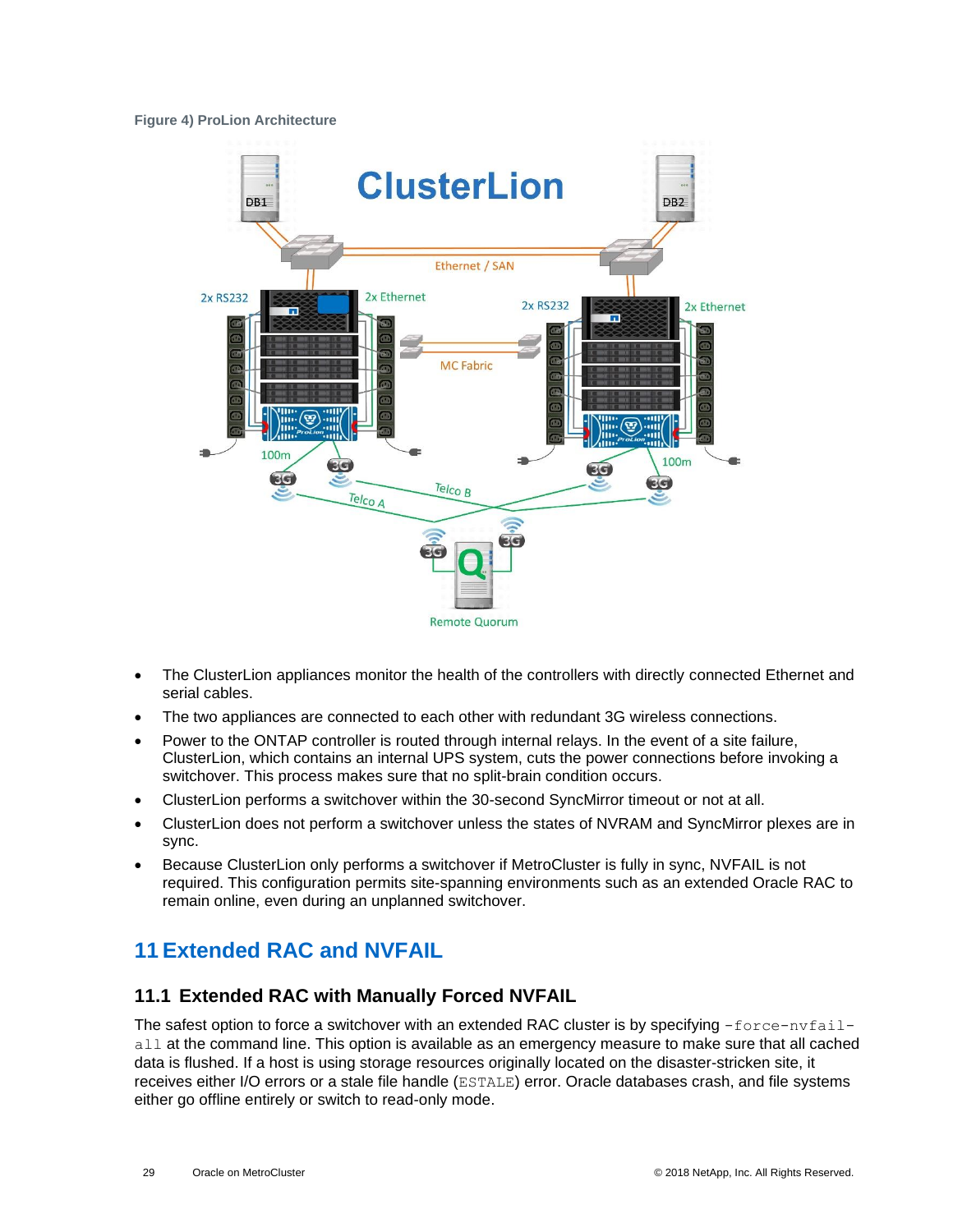**Figure 4) ProLion Architecture**

- The ClusterLion appliances monitor the health of the controllers with directly connected Ethernet and serial cables.
- The two appliances are connected to each other with redundant 3G wireless connections.
- Power to the ONTAP controller is routed through internal relays. In the event of a site failure, ClusterLion, which contains an internal UPS system, cuts the power connections before invoking a switchover. This process makes sure that no split-brain condition occurs.
- ClusterLion performs a switchover within the 30-second SyncMirror timeout or not at all.
- ClusterLion does not perform a switchover unless the states of NVRAM and SyncMirror plexes are in sync.
- Because ClusterLion only performs a switchover if MetroCluster is fully in sync, NVFAIL is not required. This configuration permits site-spanning environments such as an extended Oracle RAC to remain online, even during an unplanned switchover.

# 11 Extended RAC and NVFAIL

## 11.1 Extended RAC with Manually Forced NVFAIL

The safest option to force a switchover with an extended RAC cluster is by specifying `-force-nvfail-all` at the command line. This option is available as an emergency measure to make sure that all cached data is flushed. If a host is using storage resources originally located on the disaster-stricken site, it receives either I/O errors or a stale file handle (`ESTALE`) error. Oracle databases crash, and file systems either go offline entirely or switch to read-only mode.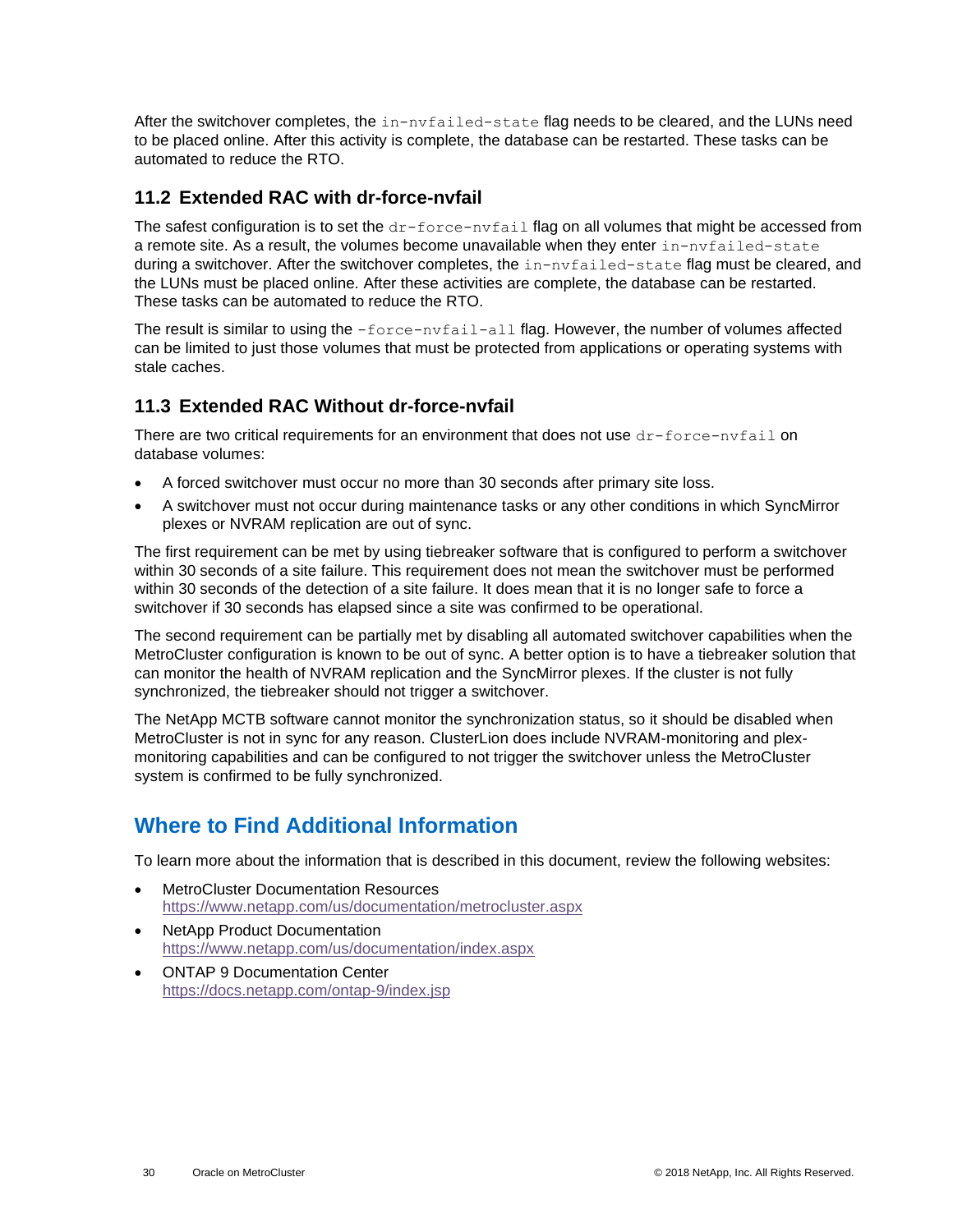After the switchover completes, the `in-nvfailed-state` flag needs to be cleared, and the LUNs need to be placed online. After this activity is complete, the database can be restarted. These tasks can be automated to reduce the RTO.

### 11.2 Extended RAC with dr-force-nvfail

The safest configuration is to set the `dr-force-nvfail` flag on all volumes that might be accessed from a remote site. As a result, the volumes become unavailable when they enter `in-nvfailed-state` during a switchover. After the switchover completes, the `in-nvfailed-state` flag must be cleared, and the LUNs must be placed online. After these activities are complete, the database can be restarted. These tasks can be automated to reduce the RTO.

The result is similar to using the `-force-nvfail-all` flag. However, the number of volumes affected can be limited to just those volumes that must be protected from applications or operating systems with stale caches.

### 11.3 Extended RAC Without dr-force-nvfail

There are two critical requirements for an environment that does not use `dr-force-nvfail` on database volumes:

- A forced switchover must occur no more than 30 seconds after primary site loss.
- A switchover must not occur during maintenance tasks or any other conditions in which SyncMirror plexes or NVRAM replication are out of sync.

The first requirement can be met by using tiebreaker software that is configured to perform a switchover within 30 seconds of a site failure. This requirement does not mean the switchover must be performed within 30 seconds of the detection of a site failure. It does mean that it is no longer safe to force a switchover if 30 seconds has elapsed since a site was confirmed to be operational.

The second requirement can be partially met by disabling all automated switchover capabilities when the MetroCluster configuration is known to be out of sync. A better option is to have a tiebreaker solution that can monitor the health of NVRAM replication and the SyncMirror plexes. If the cluster is not fully synchronized, the tiebreaker should not trigger a switchover.

The NetApp MCTB software cannot monitor the synchronization status, so it should be disabled when MetroCluster is not in sync for any reason. ClusterLion does include NVRAM-monitoring and plex-monitoring capabilities and can be configured to not trigger the switchover unless the MetroCluster system is confirmed to be fully synchronized.

## Where to Find Additional Information

To learn more about the information that is described in this document, review the following websites:

- MetroCluster Documentation Resources
  https://www.netapp.com/us/documentation/metrocluster.aspx
- NetApp Product Documentation
  https://www.netapp.com/us/documentation/index.aspx
- ONTAP 9 Documentation Center
  https://docs.netapp.com/ontap-9/index.jsp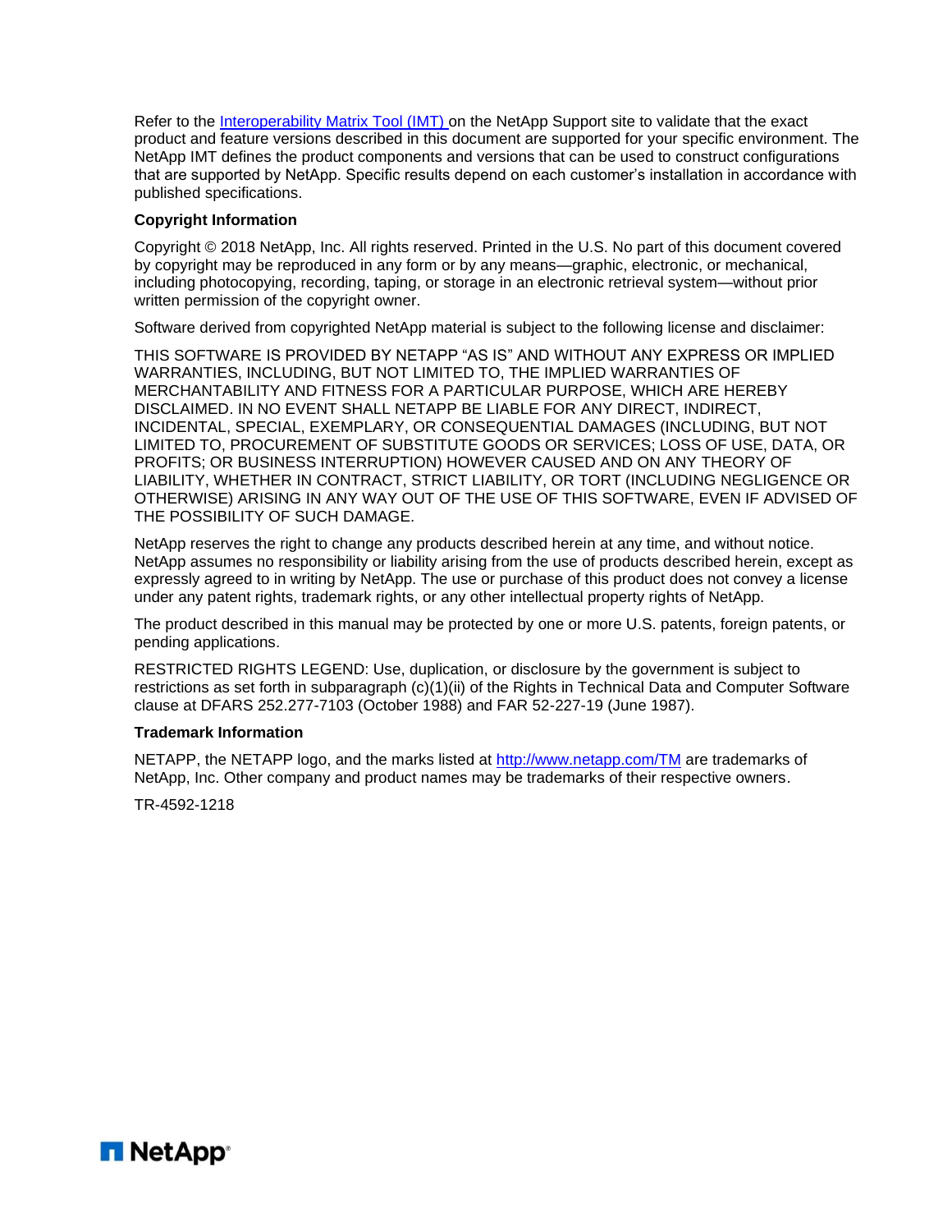Refer to the [Interoperability Matrix Tool (IMT)](#) on the NetApp Support site to validate that the exact product and feature versions described in this document are supported for your specific environment. The NetApp IMT defines the product components and versions that can be used to construct configurations that are supported by NetApp. Specific results depend on each customer's installation in accordance with published specifications.

**Copyright Information**

Copyright © 2018 NetApp, Inc. All rights reserved. Printed in the U.S. No part of this document covered by copyright may be reproduced in any form or by any means—graphic, electronic, or mechanical, including photocopying, recording, taping, or storage in an electronic retrieval system—without prior written permission of the copyright owner.

Software derived from copyrighted NetApp material is subject to the following license and disclaimer:

THIS SOFTWARE IS PROVIDED BY NETAPP "AS IS" AND WITHOUT ANY EXPRESS OR IMPLIED WARRANTIES, INCLUDING, BUT NOT LIMITED TO, THE IMPLIED WARRANTIES OF MERCHANTABILITY AND FITNESS FOR A PARTICULAR PURPOSE, WHICH ARE HEREBY DISCLAIMED. IN NO EVENT SHALL NETAPP BE LIABLE FOR ANY DIRECT, INDIRECT, INCIDENTAL, SPECIAL, EXEMPLARY, OR CONSEQUENTIAL DAMAGES (INCLUDING, BUT NOT LIMITED TO, PROCUREMENT OF SUBSTITUTE GOODS OR SERVICES; LOSS OF USE, DATA, OR PROFITS; OR BUSINESS INTERRUPTION) HOWEVER CAUSED AND ON ANY THEORY OF LIABILITY, WHETHER IN CONTRACT, STRICT LIABILITY, OR TORT (INCLUDING NEGLIGENCE OR OTHERWISE) ARISING IN ANY WAY OUT OF THE USE OF THIS SOFTWARE, EVEN IF ADVISED OF THE POSSIBILITY OF SUCH DAMAGE.

NetApp reserves the right to change any products described herein at any time, and without notice. NetApp assumes no responsibility or liability arising from the use of products described herein, except as expressly agreed to in writing by NetApp. The use or purchase of this product does not convey a license under any patent rights, trademark rights, or any other intellectual property rights of NetApp.

The product described in this manual may be protected by one or more U.S. patents, foreign patents, or pending applications.

RESTRICTED RIGHTS LEGEND: Use, duplication, or disclosure by the government is subject to restrictions as set forth in subparagraph (c)(1)(ii) of the Rights in Technical Data and Computer Software clause at DFARS 252.277-7103 (October 1988) and FAR 52-227-19 (June 1987).

**Trademark Information**

NETAPP, the NETAPP logo, and the marks listed at [http://www.netapp.com/TM](http://www.netapp.com/TM) are trademarks of NetApp, Inc. Other company and product names may be trademarks of their respective owners.

TR-4592-1218

NetApp